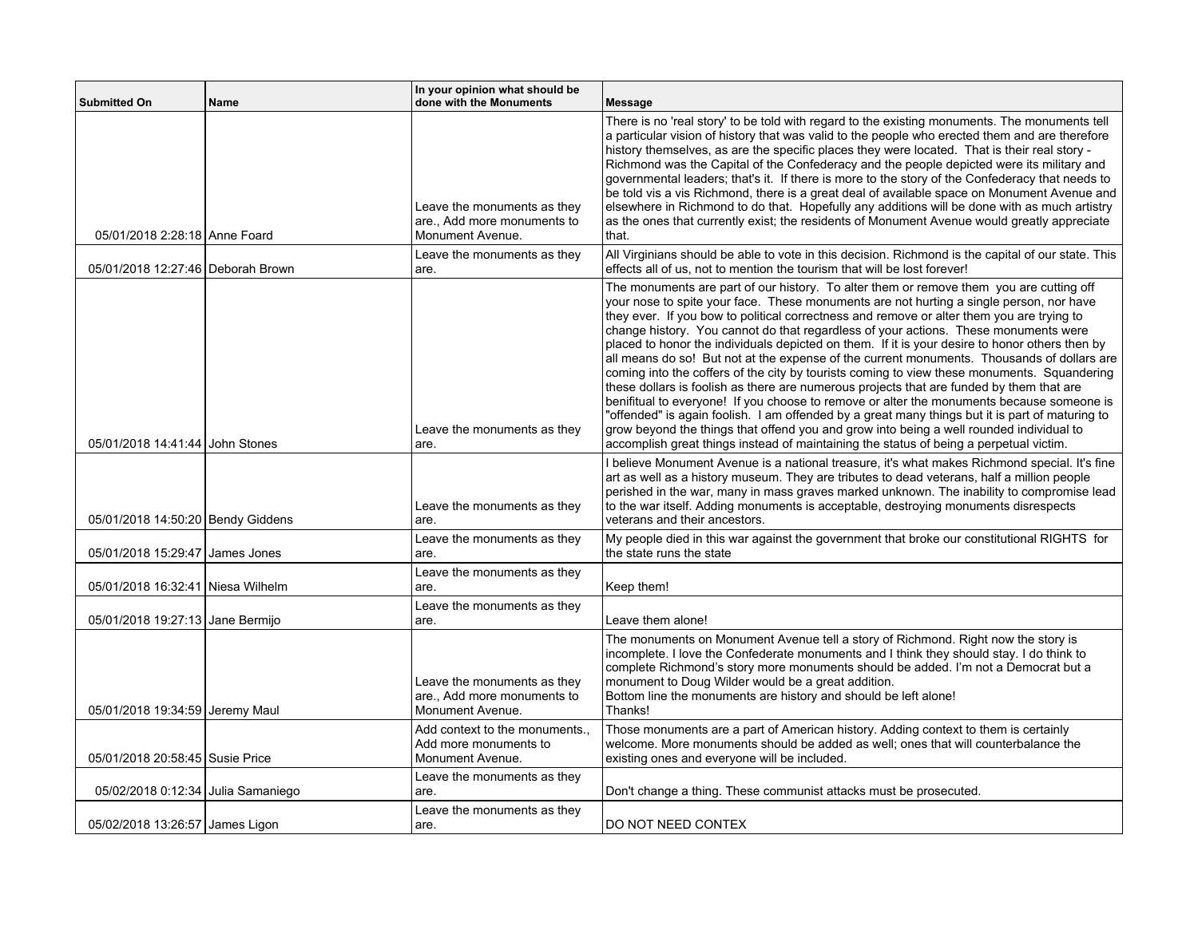| Submitted On | Name | In your opinion what should be done with the Monuments | Message |
|---|---|---|---|
| 05/01/2018 2:28:18 | Anne Foard | Leave the monuments as they are., Add more monuments to Monument Avenue. | There is no 'real story' to be told with regard to the existing monuments. The monuments tell a particular vision of history that was valid to the people who erected them and are therefore history themselves, as are the specific places they were located. That is their real story - Richmond was the Capital of the Confederacy and the people depicted were its military and governmental leaders; that's it. If there is more to the story of the Confederacy that needs to be told vis a vis Richmond, there is a great deal of available space on Monument Avenue and elsewhere in Richmond to do that. Hopefully any additions will be done with as much artistry as the ones that currently exist; the residents of Monument Avenue would greatly appreciate that. |
| 05/01/2018 12:27:46 | Deborah Brown | Leave the monuments as they are. | All Virginians should be able to vote in this decision. Richmond is the capital of our state. This effects all of us, not to mention the tourism that will be lost forever! |
| 05/01/2018 14:41:44 | John Stones | Leave the monuments as they are. | The monuments are part of our history. To alter them or remove them you are cutting off your nose to spite your face. These monuments are not hurting a single person, nor have they ever. If you bow to political correctness and remove or alter them you are trying to change history. You cannot do that regardless of your actions. These monuments were placed to honor the individuals depicted on them. If it is your desire to honor others then by all means do so! But not at the expense of the current monuments. Thousands of dollars are coming into the coffers of the city by tourists coming to view these monuments. Squandering these dollars is foolish as there are numerous projects that are funded by them that are benifitual to everyone! If you choose to remove or alter the monuments because someone is "offended" is again foolish. I am offended by a great many things but it is part of maturing to grow beyond the things that offend you and grow into being a well rounded individual to accomplish great things instead of maintaining the status of being a perpetual victim. |
| 05/01/2018 14:50:20 | Bendy Giddens | Leave the monuments as they are. | I believe Monument Avenue is a national treasure, it's what makes Richmond special. It's fine art as well as a history museum. They are tributes to dead veterans, half a million people perished in the war, many in mass graves marked unknown. The inability to compromise lead to the war itself. Adding monuments is acceptable, destroying monuments disrespects veterans and their ancestors. |
| 05/01/2018 15:29:47 | James Jones | Leave the monuments as they are. | My people died in this war against the government that broke our constitutional RIGHTS for the state runs the state |
| 05/01/2018 16:32:41 | Niesa Wilhelm | Leave the monuments as they are. | Keep them! |
| 05/01/2018 19:27:13 | Jane Bermijo | Leave the monuments as they are. | Leave them alone! |
| 05/01/2018 19:34:59 | Jeremy Maul | Leave the monuments as they are., Add more monuments to Monument Avenue. | The monuments on Monument Avenue tell a story of Richmond. Right now the story is incomplete. I love the Confederate monuments and I think they should stay. I do think to complete Richmond's story more monuments should be added. I'm not a Democrat but a monument to Doug Wilder would be a great addition.<br>Bottom line the monuments are history and should be left alone!<br>Thanks! |
| 05/01/2018 20:58:45 | Susie Price | Add context to the monuments., Add more monuments to Monument Avenue. | Those monuments are a part of American history. Adding context to them is certainly welcome. More monuments should be added as well; ones that will counterbalance the existing ones and everyone will be included. |
| 05/02/2018 0:12:34 | Julia Samaniego | Leave the monuments as they are. | Don't change a thing. These communist attacks must be prosecuted. |
| 05/02/2018 13:26:57 | James Ligon | Leave the monuments as they are. | DO NOT NEED CONTEX |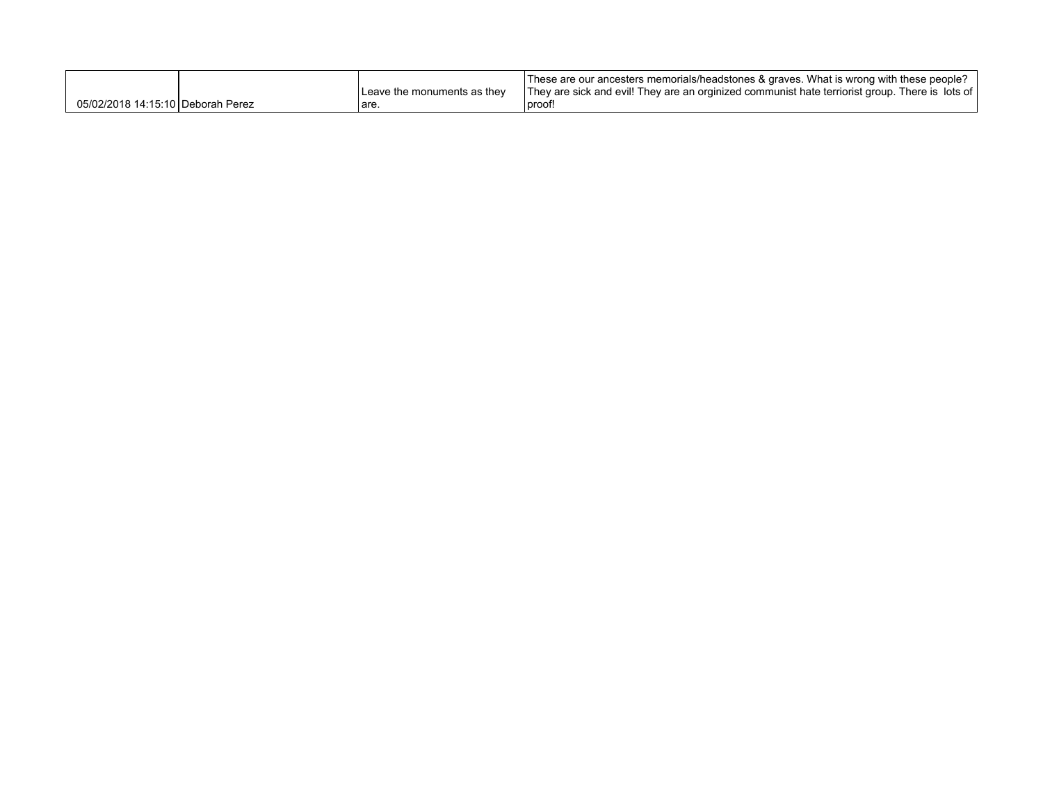| | | | |
|---|---|---|---|
| 05/02/2018 14:15:10 | Deborah Perez | Leave the monuments as they are. | These are our ancesters memorials/headstones & graves. What is wrong with these people? They are sick and evil! They are an orginized communist hate terriorist group. There is lots of proof! |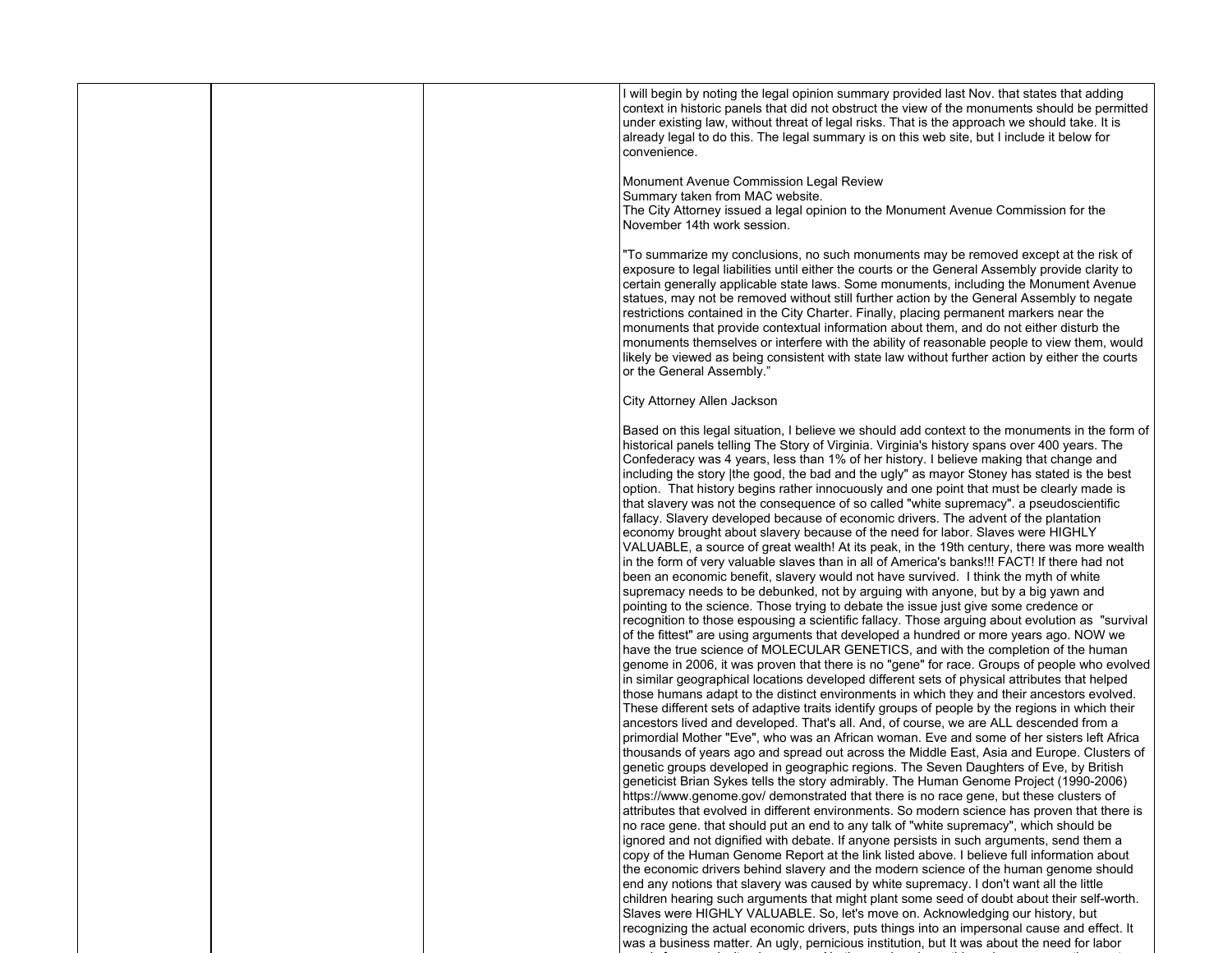| | | | |
|---|---|---|---|
| | | | I will begin by noting the legal opinion summary provided last Nov. that states that adding context in historic panels that did not obstruct the view of the monuments should be permitted under existing law, without threat of legal risks. That is the approach we should take. It is already legal to do this. The legal summary is on this web site, but I include it below for convenience.<br><br>Monument Avenue Commission Legal Review<br>Summary taken from MAC website.<br>The City Attorney issued a legal opinion to the Monument Avenue Commission for the November 14th work session.<br><br>"To summarize my conclusions, no such monuments may be removed except at the risk of exposure to legal liabilities until either the courts or the General Assembly provide clarity to certain generally applicable state laws. Some monuments, including the Monument Avenue statues, may not be removed without still further action by the General Assembly to negate restrictions contained in the City Charter. Finally, placing permanent markers near the monuments that provide contextual information about them, and do not either disturb the monuments themselves or interfere with the ability of reasonable people to view them, would likely be viewed as being consistent with state law without further action by either the courts or the General Assembly."<br><br>City Attorney Allen Jackson<br><br>Based on this legal situation, I believe we should add context to the monuments in the form of historical panels telling The Story of Virginia. Virginia's history spans over 400 years. The Confederacy was 4 years, less than 1% of her history. I believe making that change and including the story \|the good, the bad and the ugly" as mayor Stoney has stated is the best option. That history begins rather innocuously and one point that must be clearly made is that slavery was not the consequence of so called "white supremacy". a pseudoscientific fallacy. Slavery developed because of economic drivers. The advent of the plantation economy brought about slavery because of the need for labor. Slaves were HIGHLY VALUABLE, a source of great wealth! At its peak, in the 19th century, there was more wealth in the form of very valuable slaves than in all of America's banks!!! FACT! If there had not been an economic benefit, slavery would not have survived. I think the myth of white supremacy needs to be debunked, not by arguing with anyone, but by a big yawn and pointing to the science. Those trying to debate the issue just give some credence or recognition to those espousing a scientific fallacy. Those arguing about evolution as "survival of the fittest" are using arguments that developed a hundred or more years ago. NOW we have the true science of MOLECULAR GENETICS, and with the completion of the human genome in 2006, it was proven that there is no "gene" for race. Groups of people who evolved in similar geographical locations developed different sets of physical attributes that helped those humans adapt to the distinct environments in which they and their ancestors evolved. These different sets of adaptive traits identify groups of people by the regions in which their ancestors lived and developed. That's all. And, of course, we are ALL descended from a primordial Mother "Eve", who was an African woman. Eve and some of her sisters left Africa thousands of years ago and spread out across the Middle East, Asia and Europe. Clusters of genetic groups developed in geographic regions. The Seven Daughters of Eve, by British geneticist Brian Sykes tells the story admirably. The Human Genome Project (1990-2006) https://www.genome.gov/ demonstrated that there is no race gene, but these clusters of attributes that evolved in different environments. So modern science has proven that there is no race gene. that should put an end to any talk of "white supremacy", which should be ignored and not dignified with debate. If anyone persists in such arguments, send them a copy of the Human Genome Report at the link listed above. I believe full information about the economic drivers behind slavery and the modern science of the human genome should end any notions that slavery was caused by white supremacy. I don't want all the little children hearing such arguments that might plant some seed of doubt about their self-worth. Slaves were HIGHLY VALUABLE. So, let's move on. Acknowledging our history, but recognizing the actual economic drivers, puts things into an impersonal cause and effect. It was a business matter. An ugly, pernicious institution, but It was about the need for labor |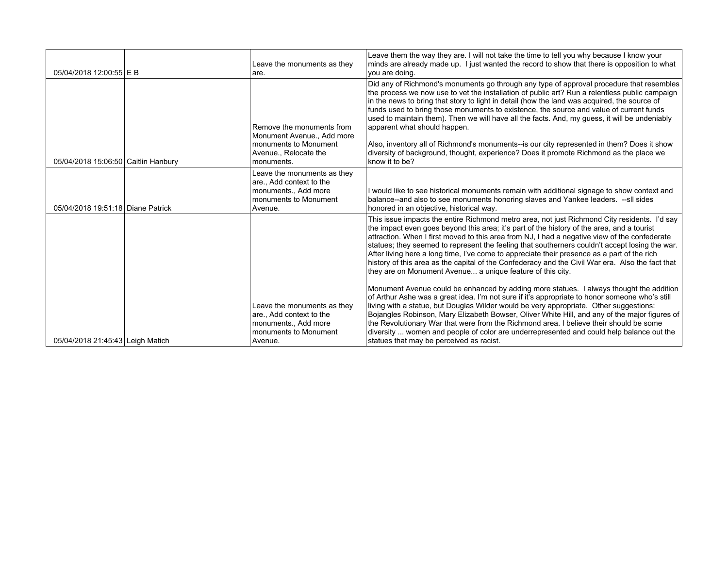| | | | |
|---|---|---|---|
| 05/04/2018 12:00:55 | E B | Leave the monuments as they are. | Leave them the way they are. I will not take the time to tell you why because I know your minds are already made up. I just wanted the record to show that there is opposition to what you are doing. |
| 05/04/2018 15:06:50 | Caitlin Hanbury | Remove the monuments from Monument Avenue., Add more monuments to Monument Avenue., Relocate the monuments. | Did any of Richmond's monuments go through any type of approval procedure that resembles the process we now use to vet the installation of public art? Run a relentless public campaign in the news to bring that story to light in detail (how the land was acquired, the source of funds used to bring those monuments to existence, the source and value of current funds used to maintain them). Then we will have all the facts. And, my guess, it will be undeniably apparent what should happen.<br><br>Also, inventory all of Richmond's monuments--is our city represented in them? Does it show diversity of background, thought, experience? Does it promote Richmond as the place we know it to be? |
| 05/04/2018 19:51:18 | Diane Patrick | Leave the monuments as they are., Add context to the monuments., Add more monuments to Monument Avenue. | I would like to see historical monuments remain with additional signage to show context and balance--and also to see monuments honoring slaves and Yankee leaders. --sll sides honored in an objective, historical way. |
| 05/04/2018 21:45:43 | Leigh Matich | Leave the monuments as they are., Add context to the monuments., Add more monuments to Monument Avenue. | This issue impacts the entire Richmond metro area, not just Richmond City residents. I'd say the impact even goes beyond this area; it's part of the history of the area, and a tourist attraction. When I first moved to this area from NJ, I had a negative view of the confederate statues; they seemed to represent the feeling that southerners couldn't accept losing the war. After living here a long time, I've come to appreciate their presence as a part of the rich history of this area as the capital of the Confederacy and the Civil War era. Also the fact that they are on Monument Avenue... a unique feature of this city.<br><br>Monument Avenue could be enhanced by adding more statues. I always thought the addition of Arthur Ashe was a great idea. I'm not sure if it's appropriate to honor someone who's still living with a statue, but Douglas Wilder would be very appropriate. Other suggestions: Bojangles Robinson, Mary Elizabeth Bowser, Oliver White Hill, and any of the major figures of the Revolutionary War that were from the Richmond area. I believe their should be some diversity ... women and people of color are underrepresented and could help balance out the statues that may be perceived as racist. |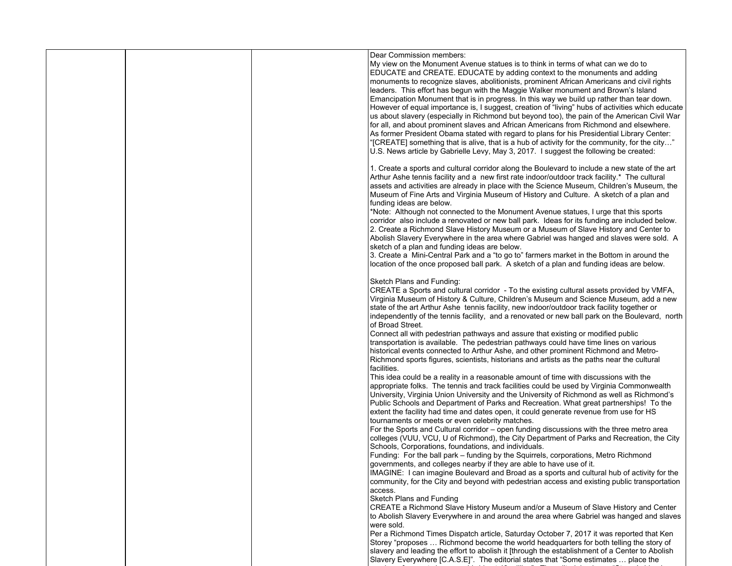| | | | |
|---|---|---|---|
| | | | Dear Commission members:<br>My view on the Monument Avenue statues is to think in terms of what can we do to EDUCATE and CREATE. EDUCATE by adding context to the monuments and adding monuments to recognize slaves, abolitionists, prominent African Americans and civil rights leaders. This effort has begun with the Maggie Walker monument and Brown's Island Emancipation Monument that is in progress. In this way we build up rather than tear down. However of equal importance is, I suggest, creation of "living" hubs of activities which educate us about slavery (especially in Richmond but beyond too), the pain of the American Civil War for all, and about prominent slaves and African Americans from Richmond and elsewhere. As former President Obama stated with regard to plans for his Presidential Library Center: "[CREATE] something that is alive, that is a hub of activity for the community, for the city…" U.S. News article by Gabrielle Levy, May 3, 2017. I suggest the following be created:<br><br>1. Create a sports and cultural corridor along the Boulevard to include a new state of the art Arthur Ashe tennis facility and a new first rate indoor/outdoor track facility.* The cultural assets and activities are already in place with the Science Museum, Children's Museum, the Museum of Fine Arts and Virginia Museum of History and Culture. A sketch of a plan and funding ideas are below.<br>*Note: Although not connected to the Monument Avenue statues, I urge that this sports corridor also include a renovated or new ball park. Ideas for its funding are included below.<br>2. Create a Richmond Slave History Museum or a Museum of Slave History and Center to Abolish Slavery Everywhere in the area where Gabriel was hanged and slaves were sold. A sketch of a plan and funding ideas are below.<br>3. Create a Mini-Central Park and a "to go to" farmers market in the Bottom in around the location of the once proposed ball park. A sketch of a plan and funding ideas are below.<br><br>Sketch Plans and Funding:<br>CREATE a Sports and cultural corridor - To the existing cultural assets provided by VMFA, Virginia Museum of History & Culture, Children's Museum and Science Museum, add a new state of the art Arthur Ashe tennis facility, new indoor/outdoor track facility together or independently of the tennis facility, and a renovated or new ball park on the Boulevard, north of Broad Street.<br>Connect all with pedestrian pathways and assure that existing or modified public transportation is available. The pedestrian pathways could have time lines on various historical events connected to Arthur Ashe, and other prominent Richmond and Metro-Richmond sports figures, scientists, historians and artists as the paths near the cultural facilities.<br>This idea could be a reality in a reasonable amount of time with discussions with the appropriate folks. The tennis and track facilities could be used by Virginia Commonwealth University, Virginia Union University and the University of Richmond as well as Richmond's Public Schools and Department of Parks and Recreation. What great partnerships! To the extent the facility had time and dates open, it could generate revenue from use for HS tournaments or meets or even celebrity matches.<br>For the Sports and Cultural corridor – open funding discussions with the three metro area colleges (VUU, VCU, U of Richmond), the City Department of Parks and Recreation, the City Schools, Corporations, foundations, and individuals.<br>Funding: For the ball park – funding by the Squirrels, corporations, Metro Richmond governments, and colleges nearby if they are able to have use of it.<br>IMAGINE: I can imagine Boulevard and Broad as a sports and cultural hub of activity for the community, for the City and beyond with pedestrian access and existing public transportation access.<br>Sketch Plans and Funding<br>CREATE a Richmond Slave History Museum and/or a Museum of Slave History and Center to Abolish Slavery Everywhere in and around the area where Gabriel was hanged and slaves were sold.<br>Per a Richmond Times Dispatch article, Saturday October 7, 2017 it was reported that Ken Storey "proposes … Richmond become the world headquarters for both telling the story of slavery and leading the effort to abolish it [through the establishment of a Center to Abolish Slavery Everywhere [C.A.S.E]". The editorial states that "Some estimates … place the |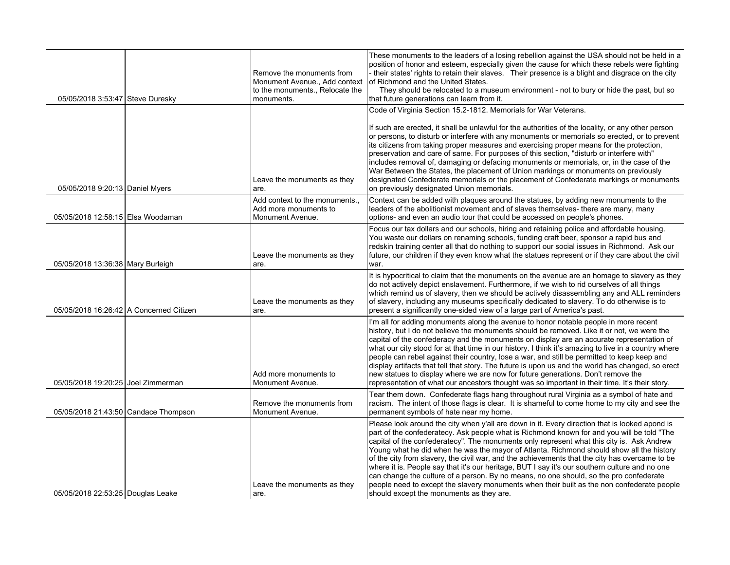| | | | |
|---|---|---|---|
| 05/05/2018 3:53:47 | Steve Duresky | Remove the monuments from Monument Avenue., Add context to the monuments., Relocate the monuments. | These monuments to the leaders of a losing rebellion against the USA should not be held in a position of honor and esteem, especially given the cause for which these rebels were fighting - their states' rights to retain their slaves. Their presence is a blight and disgrace on the city of Richmond and the United States. They should be relocated to a museum environment - not to bury or hide the past, but so that future generations can learn from it. |
| 05/05/2018 9:20:13 | Daniel Myers | Leave the monuments as they are. | Code of Virginia Section 15.2-1812. Memorials for War Veterans. If such are erected, it shall be unlawful for the authorities of the locality, or any other person or persons, to disturb or interfere with any monuments or memorials so erected, or to prevent its citizens from taking proper measures and exercising proper means for the protection, preservation and care of same. For purposes of this section, "disturb or interfere with" includes removal of, damaging or defacing monuments or memorials, or, in the case of the War Between the States, the placement of Union markings or monuments on previously designated Confederate memorials or the placement of Confederate markings or monuments on previously designated Union memorials. |
| 05/05/2018 12:58:15 | Elsa Woodaman | Add context to the monuments., Add more monuments to Monument Avenue. | Context can be added with plaques around the statues, by adding new monuments to the leaders of the abolitionist movement and of slaves themselves- there are many, many options- and even an audio tour that could be accessed on people's phones. |
| 05/05/2018 13:36:38 | Mary Burleigh | Leave the monuments as they are. | Focus our tax dollars and our schools, hiring and retaining police and affordable housing. You waste our dollars on renaming schools, funding craft beer, sponsor a rapid bus and redskin training center all that do nothing to support our social issues in Richmond. Ask our future, our children if they even know what the statues represent or if they care about the civil war. |
| 05/05/2018 16:26:42 | A Concerned Citizen | Leave the monuments as they are. | It is hypocritical to claim that the monuments on the avenue are an homage to slavery as they do not actively depict enslavement. Furthermore, if we wish to rid ourselves of all things which remind us of slavery, then we should be actively disassembling any and ALL reminders of slavery, including any museums specifically dedicated to slavery. To do otherwise is to present a significantly one-sided view of a large part of America's past. |
| 05/05/2018 19:20:25 | Joel Zimmerman | Add more monuments to Monument Avenue. | I'm all for adding monuments along the avenue to honor notable people in more recent history, but I do not believe the monuments should be removed. Like it or not, we were the capital of the confederacy and the monuments on display are an accurate representation of what our city stood for at that time in our history. I think it's amazing to live in a country where people can rebel against their country, lose a war, and still be permitted to keep keep and display artifacts that tell that story. The future is upon us and the world has changed, so erect new statues to display where we are now for future generations. Don't remove the representation of what our ancestors thought was so important in their time. It's their story. |
| 05/05/2018 21:43:50 | Candace Thompson | Remove the monuments from Monument Avenue. | Tear them down. Confederate flags hang throughout rural Virginia as a symbol of hate and racism. The intent of those flags is clear. It is shameful to come home to my city and see the permanent symbols of hate near my home. |
| 05/05/2018 22:53:25 | Douglas Leake | Leave the monuments as they are. | Please look around the city when y'all are down in it. Every direction that is looked apond is part of the confederatecy. Ask people what is Richmond known for and you will be told "The capital of the confederatecy". The monuments only represent what this city is. Ask Andrew Young what he did when he was the mayor of Atlanta. Richmond should show all the history of the city from slavery, the civil war, and the achievements that the city has overcame to be where it is. People say that it's our heritage, BUT I say it's our southern culture and no one can change the culture of a person. By no means, no one should, so the pro confederate people need to except the slavery monuments when their built as the non confederate people should except the monuments as they are. |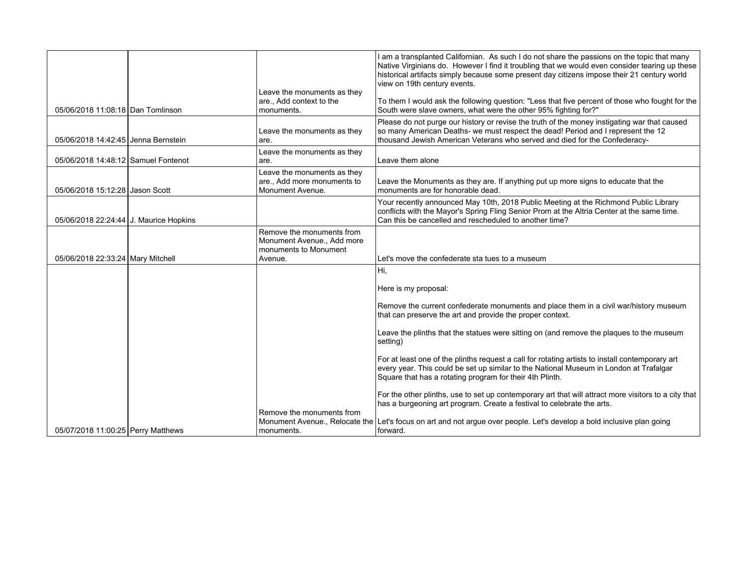| | | | |
|---|---|---|---|
| 05/06/2018 11:08:18 | Dan Tomlinson | Leave the monuments as they are., Add context to the monuments. | I am a transplanted Californian. As such I do not share the passions on the topic that many Native Virginians do. However I find it troubling that we would even consider tearing up these historical artifacts simply because some present day citizens impose their 21 century world view on 19th century events.<br><br>To them I would ask the following question: "Less that five percent of those who fought for the South were slave owners, what were the other 95% fighting for?" |
| 05/06/2018 14:42:45 | Jenna Bernstein | Leave the monuments as they are. | Please do not purge our history or revise the truth of the money instigating war that caused so many American Deaths- we must respect the dead! Period and I represent the 12 thousand Jewish American Veterans who served and died for the Confederacy- |
| 05/06/2018 14:48:12 | Samuel Fontenot | Leave the monuments as they are. | Leave them alone |
| 05/06/2018 15:12:28 | Jason Scott | Leave the monuments as they are., Add more monuments to Monument Avenue. | Leave the Monuments as they are. If anything put up more signs to educate that the monuments are for honorable dead. |
| 05/06/2018 22:24:44 | J. Maurice Hopkins | | Your recently announced May 10th, 2018 Public Meeting at the Richmond Public Library conflicts with the Mayor's Spring Fling Senior Prom at the Altria Center at the same time. Can this be cancelled and rescheduled to another time? |
| 05/06/2018 22:33:24 | Mary Mitchell | Remove the monuments from Monument Avenue., Add more monuments to Monument Avenue. | Let's move the confederate sta tues to a museum |
| 05/07/2018 11:00:25 | Perry Matthews | Remove the monuments from Monument Avenue., Relocate the monuments. | Hi,<br><br>Here is my proposal:<br><br>Remove the current confederate monuments and place them in a civil war/history museum that can preserve the art and provide the proper context.<br><br>Leave the plinths that the statues were sitting on (and remove the plaques to the museum setting)<br><br>For at least one of the plinths request a call for rotating artists to install contemporary art every year. This could be set up similar to the National Museum in London at Trafalgar Square that has a rotating program for their 4th Plinth.<br><br>For the other plinths, use to set up contemporary art that will attract more visitors to a city that has a burgeoning art program. Create a festival to celebrate the arts.<br><br>Let's focus on art and not argue over people. Let's develop a bold inclusive plan going forward. |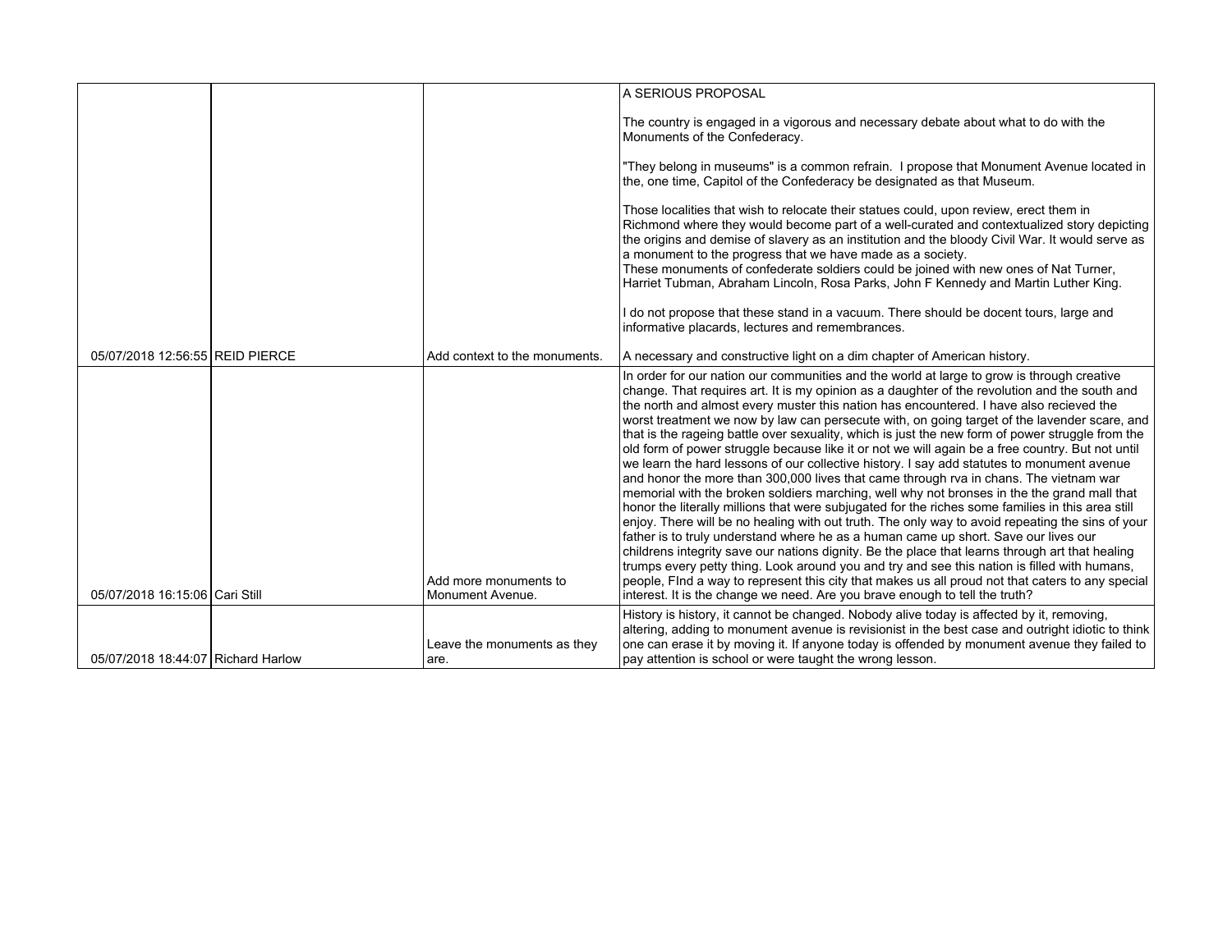| | | | |
|---|---|---|---|
| 05/07/2018 12:56:55 | REID PIERCE | Add context to the monuments. | A SERIOUS PROPOSAL<br><br>The country is engaged in a vigorous and necessary debate about what to do with the Monuments of the Confederacy.<br><br>"They belong in museums" is a common refrain. I propose that Monument Avenue located in the, one time, Capitol of the Confederacy be designated as that Museum.<br><br>Those localities that wish to relocate their statues could, upon review, erect them in Richmond where they would become part of a well-curated and contextualized story depicting the origins and demise of slavery as an institution and the bloody Civil War. It would serve as a monument to the progress that we have made as a society.<br>These monuments of confederate soldiers could be joined with new ones of Nat Turner, Harriet Tubman, Abraham Lincoln, Rosa Parks, John F Kennedy and Martin Luther King.<br><br>I do not propose that these stand in a vacuum. There should be docent tours, large and informative placards, lectures and remembrances.<br><br>A necessary and constructive light on a dim chapter of American history. |
| 05/07/2018 16:15:06 | Cari Still | Add more monuments to Monument Avenue. | In order for our nation our communities and the world at large to grow is through creative change. That requires art. It is my opinion as a daughter of the revolution and the south and the north and almost every muster this nation has encountered. I have also recieved the worst treatment we now by law can persecute with, on going target of the lavender scare, and that is the rageing battle over sexuality, which is just the new form of power struggle from the old form of power struggle because like it or not we will again be a free country. But not until we learn the hard lessons of our collective history. I say add statutes to monument avenue and honor the more than 300,000 lives that came through rva in chans. The vietnam war memorial with the broken soldiers marching, well why not bronses in the the grand mall that honor the literally millions that were subjugated for the riches some families in this area still enjoy. There will be no healing with out truth. The only way to avoid repeating the sins of your father is to truly understand where he as a human came up short. Save our lives our childrens integrity save our nations dignity. Be the place that learns through art that healing trumps every petty thing. Look around you and try and see this nation is filled with humans, people, FInd a way to represent this city that makes us all proud not that caters to any special interest. It is the change we need. Are you brave enough to tell the truth? |
| 05/07/2018 18:44:07 | Richard Harlow | Leave the monuments as they are. | History is history, it cannot be changed. Nobody alive today is affected by it, removing, altering, adding to monument avenue is revisionist in the best case and outright idiotic to think one can erase it by moving it. If anyone today is offended by monument avenue they failed to pay attention is school or were taught the wrong lesson. |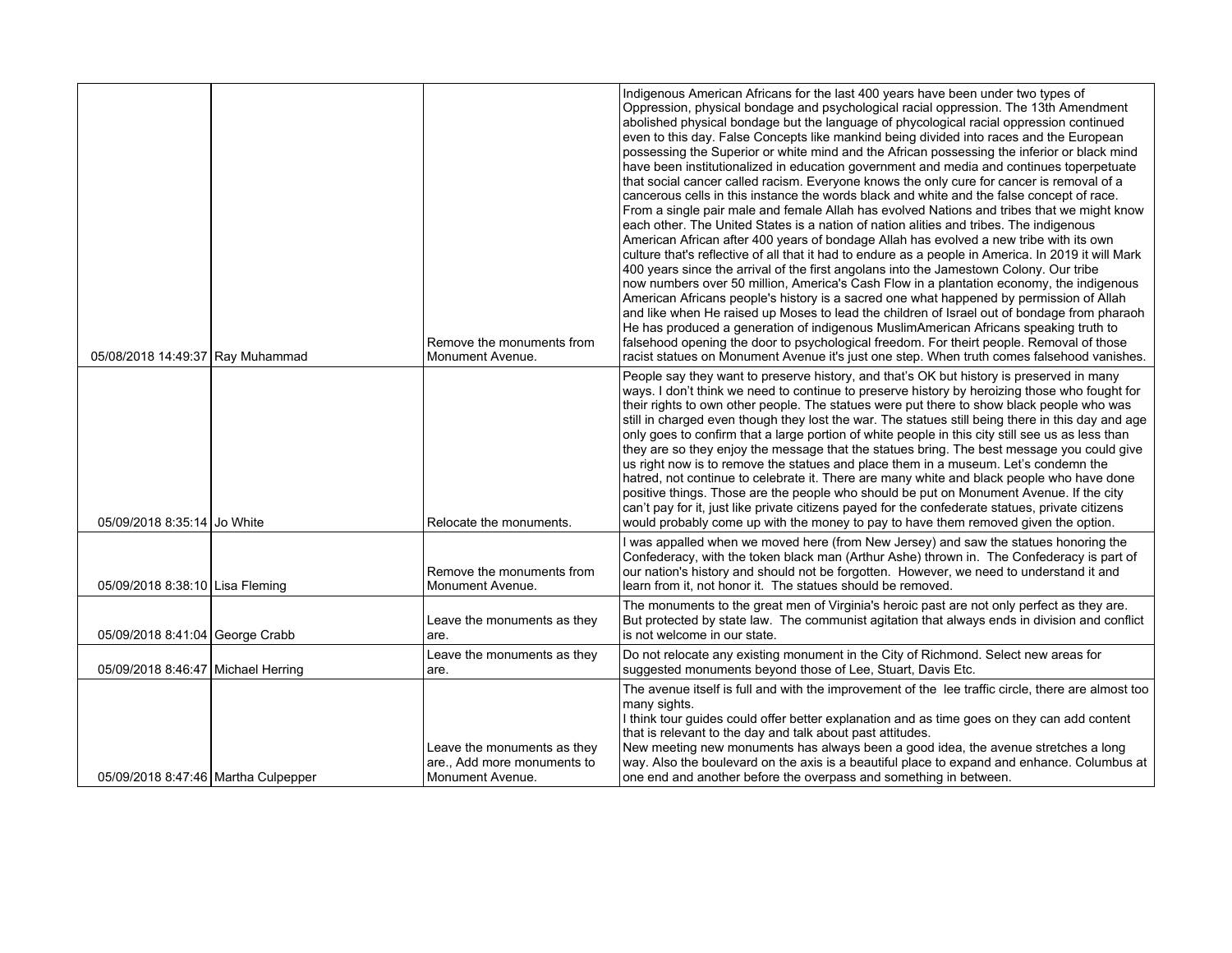| | | | |
|---|---|---|---|
| 05/08/2018 14:49:37 | Ray Muhammad | Remove the monuments from Monument Avenue. | Indigenous American Africans for the last 400 years have been under two types of Oppression, physical bondage and psychological racial oppression. The 13th Amendment abolished physical bondage but the language of phycological racial oppression continued even to this day. False Concepts like mankind being divided into races and the European possessing the Superior or white mind and the African possessing the inferior or black mind have been institutionalized in education government and media and continues toperpetuate that social cancer called racism. Everyone knows the only cure for cancer is removal of a cancerous cells in this instance the words black and white and the false concept of race. From a single pair male and female Allah has evolved Nations and tribes that we might know each other. The United States is a nation of nation alities and tribes. The indigenous American African after 400 years of bondage Allah has evolved a new tribe with its own culture that's reflective of all that it had to endure as a people in America. In 2019 it will Mark 400 years since the arrival of the first angolans into the Jamestown Colony. Our tribe now numbers over 50 million, America's Cash Flow in a plantation economy, the indigenous American Africans people's history is a sacred one what happened by permission of Allah and like when He raised up Moses to lead the children of Israel out of bondage from pharaoh He has produced a generation of indigenous MuslimAmerican Africans speaking truth to falsehood opening the door to psychological freedom. For theirt people. Removal of those racist statues on Monument Avenue it's just one step. When truth comes falsehood vanishes. |
| 05/09/2018 8:35:14 | Jo White | Relocate the monuments. | People say they want to preserve history, and that's OK but history is preserved in many ways. I don't think we need to continue to preserve history by heroizing those who fought for their rights to own other people. The statues were put there to show black people who was still in charged even though they lost the war. The statues still being there in this day and age only goes to confirm that a large portion of white people in this city still see us as less than they are so they enjoy the message that the statues bring. The best message you could give us right now is to remove the statues and place them in a museum. Let's condemn the hatred, not continue to celebrate it. There are many white and black people who have done positive things. Those are the people who should be put on Monument Avenue. If the city can't pay for it, just like private citizens payed for the confederate statues, private citizens would probably come up with the money to pay to have them removed given the option. |
| 05/09/2018 8:38:10 | Lisa Fleming | Remove the monuments from Monument Avenue. | I was appalled when we moved here (from New Jersey) and saw the statues honoring the Confederacy, with the token black man (Arthur Ashe) thrown in. The Confederacy is part of our nation's history and should not be forgotten. However, we need to understand it and learn from it, not honor it. The statues should be removed. |
| 05/09/2018 8:41:04 | George Crabb | Leave the monuments as they are. | The monuments to the great men of Virginia's heroic past are not only perfect as they are. But protected by state law. The communist agitation that always ends in division and conflict is not welcome in our state. |
| 05/09/2018 8:46:47 | Michael Herring | Leave the monuments as they are. | Do not relocate any existing monument in the City of Richmond. Select new areas for suggested monuments beyond those of Lee, Stuart, Davis Etc. |
| 05/09/2018 8:47:46 | Martha Culpepper | Leave the monuments as they are., Add more monuments to Monument Avenue. | The avenue itself is full and with the improvement of the lee traffic circle, there are almost too many sights.<br>I think tour guides could offer better explanation and as time goes on they can add content that is relevant to the day and talk about past attitudes.<br>New meeting new monuments has always been a good idea, the avenue stretches a long way. Also the boulevard on the axis is a beautiful place to expand and enhance. Columbus at one end and another before the overpass and something in between. |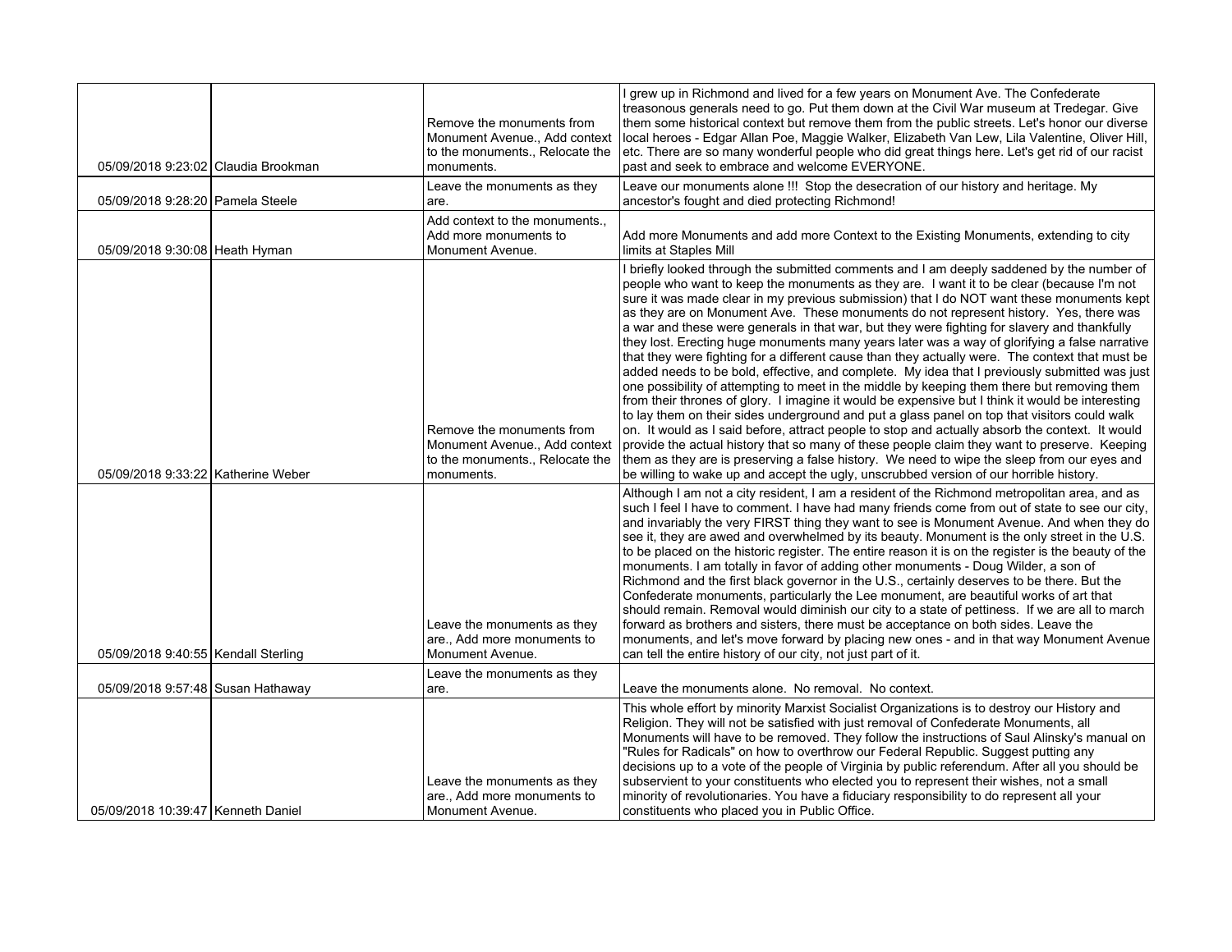| | | | |
|---|---|---|---|
| 05/09/2018 9:23:02 | Claudia Brookman | Remove the monuments from Monument Avenue., Add context to the monuments., Relocate the monuments. | I grew up in Richmond and lived for a few years on Monument Ave. The Confederate treasonous generals need to go. Put them down at the Civil War museum at Tredegar. Give them some historical context but remove them from the public streets. Let's honor our diverse local heroes - Edgar Allan Poe, Maggie Walker, Elizabeth Van Lew, Lila Valentine, Oliver Hill, etc. There are so many wonderful people who did great things here. Let's get rid of our racist past and seek to embrace and welcome EVERYONE. |
| 05/09/2018 9:28:20 | Pamela Steele | Leave the monuments as they are. | Leave our monuments alone !!! Stop the desecration of our history and heritage. My ancestor's fought and died protecting Richmond! |
| 05/09/2018 9:30:08 | Heath Hyman | Add context to the monuments., Add more monuments to Monument Avenue. | Add more Monuments and add more Context to the Existing Monuments, extending to city limits at Staples Mill |
| 05/09/2018 9:33:22 | Katherine Weber | Remove the monuments from Monument Avenue., Add context to the monuments., Relocate the monuments. | I briefly looked through the submitted comments and I am deeply saddened by the number of people who want to keep the monuments as they are. I want it to be clear (because I'm not sure it was made clear in my previous submission) that I do NOT want these monuments kept as they are on Monument Ave. These monuments do not represent history. Yes, there was a war and these were generals in that war, but they were fighting for slavery and thankfully they lost. Erecting huge monuments many years later was a way of glorifying a false narrative that they were fighting for a different cause than they actually were. The context that must be added needs to be bold, effective, and complete. My idea that I previously submitted was just one possibility of attempting to meet in the middle by keeping them there but removing them from their thrones of glory. I imagine it would be expensive but I think it would be interesting to lay them on their sides underground and put a glass panel on top that visitors could walk on. It would as I said before, attract people to stop and actually absorb the context. It would provide the actual history that so many of these people claim they want to preserve. Keeping them as they are is preserving a false history. We need to wipe the sleep from our eyes and be willing to wake up and accept the ugly, unscrubbed version of our horrible history. |
| 05/09/2018 9:40:55 | Kendall Sterling | Leave the monuments as they are., Add more monuments to Monument Avenue. | Although I am not a city resident, I am a resident of the Richmond metropolitan area, and as such I feel I have to comment. I have had many friends come from out of state to see our city, and invariably the very FIRST thing they want to see is Monument Avenue. And when they do see it, they are awed and overwhelmed by its beauty. Monument is the only street in the U.S. to be placed on the historic register. The entire reason it is on the register is the beauty of the monuments. I am totally in favor of adding other monuments - Doug Wilder, a son of Richmond and the first black governor in the U.S., certainly deserves to be there. But the Confederate monuments, particularly the Lee monument, are beautiful works of art that should remain. Removal would diminish our city to a state of pettiness. If we are all to march forward as brothers and sisters, there must be acceptance on both sides. Leave the monuments, and let's move forward by placing new ones - and in that way Monument Avenue can tell the entire history of our city, not just part of it. |
| 05/09/2018 9:57:48 | Susan Hathaway | Leave the monuments as they are. | Leave the monuments alone. No removal. No context. |
| 05/09/2018 10:39:47 | Kenneth Daniel | Leave the monuments as they are., Add more monuments to Monument Avenue. | This whole effort by minority Marxist Socialist Organizations is to destroy our History and Religion. They will not be satisfied with just removal of Confederate Monuments, all Monuments will have to be removed. They follow the instructions of Saul Alinsky's manual on "Rules for Radicals" on how to overthrow our Federal Republic. Suggest putting any decisions up to a vote of the people of Virginia by public referendum. After all you should be subservient to your constituents who elected you to represent their wishes, not a small minority of revolutionaries. You have a fiduciary responsibility to do represent all your constituents who placed you in Public Office. |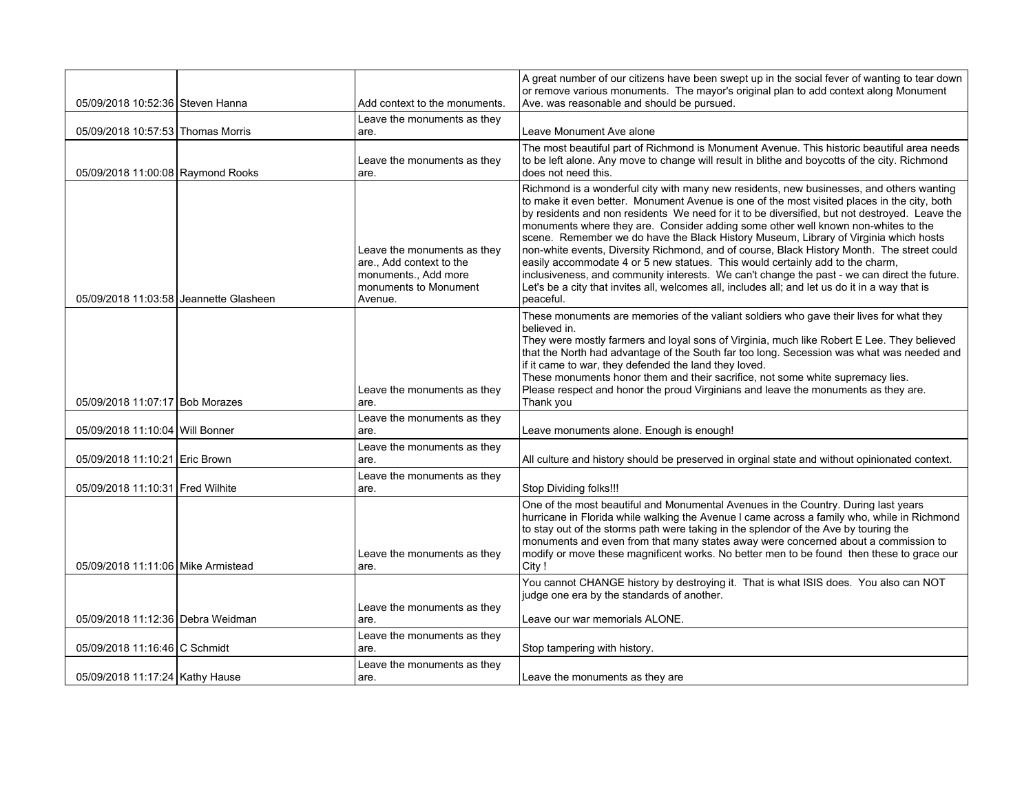| | | | |
|---|---|---|---|
| 05/09/2018 10:52:36 | Steven Hanna | Add context to the monuments. | A great number of our citizens have been swept up in the social fever of wanting to tear down or remove various monuments. The mayor's original plan to add context along Monument Ave. was reasonable and should be pursued. |
| 05/09/2018 10:57:53 | Thomas Morris | Leave the monuments as they are. | Leave Monument Ave alone |
| 05/09/2018 11:00:08 | Raymond Rooks | Leave the monuments as they are. | The most beautiful part of Richmond is Monument Avenue. This historic beautiful area needs to be left alone. Any move to change will result in blithe and boycotts of the city. Richmond does not need this. |
| 05/09/2018 11:03:58 | Jeannette Glasheen | Leave the monuments as they are., Add context to the monuments., Add more monuments to Monument Avenue. | Richmond is a wonderful city with many new residents, new businesses, and others wanting to make it even better. Monument Avenue is one of the most visited places in the city, both by residents and non residents We need for it to be diversified, but not destroyed. Leave the monuments where they are. Consider adding some other well known non-whites to the scene. Remember we do have the Black History Museum, Library of Virginia which hosts non-white events, Diversity Richmond, and of course, Black History Month. The street could easily accommodate 4 or 5 new statues. This would certainly add to the charm, inclusiveness, and community interests. We can't change the past - we can direct the future. Let's be a city that invites all, welcomes all, includes all; and let us do it in a way that is peaceful. |
| 05/09/2018 11:07:17 | Bob Morazes | Leave the monuments as they are. | These monuments are memories of the valiant soldiers who gave their lives for what they believed in.<br>They were mostly farmers and loyal sons of Virginia, much like Robert E Lee. They believed that the North had advantage of the South far too long. Secession was what was needed and if it came to war, they defended the land they loved.<br>These monuments honor them and their sacrifice, not some white supremacy lies.<br>Please respect and honor the proud Virginians and leave the monuments as they are.<br>Thank you |
| 05/09/2018 11:10:04 | Will Bonner | Leave the monuments as they are. | Leave monuments alone. Enough is enough! |
| 05/09/2018 11:10:21 | Eric Brown | Leave the monuments as they are. | All culture and history should be preserved in orginal state and without opinionated context. |
| 05/09/2018 11:10:31 | Fred Wilhite | Leave the monuments as they are. | Stop Dividing folks!!! |
| 05/09/2018 11:11:06 | Mike Armistead | Leave the monuments as they are. | One of the most beautiful and Monumental Avenues in the Country. During last years hurricane in Florida while walking the Avenue I came across a family who, while in Richmond to stay out of the storms path were taking in the splendor of the Ave by touring the monuments and even from that many states away were concerned about a commission to modify or move these magnificent works. No better men to be found then these to grace our City ! |
| 05/09/2018 11:12:36 | Debra Weidman | Leave the monuments as they are. | You cannot CHANGE history by destroying it. That is what ISIS does. You also can NOT judge one era by the standards of another.<br><br>Leave our war memorials ALONE. |
| 05/09/2018 11:16:46 | C Schmidt | Leave the monuments as they are. | Stop tampering with history. |
| 05/09/2018 11:17:24 | Kathy Hause | Leave the monuments as they are. | Leave the monuments as they are |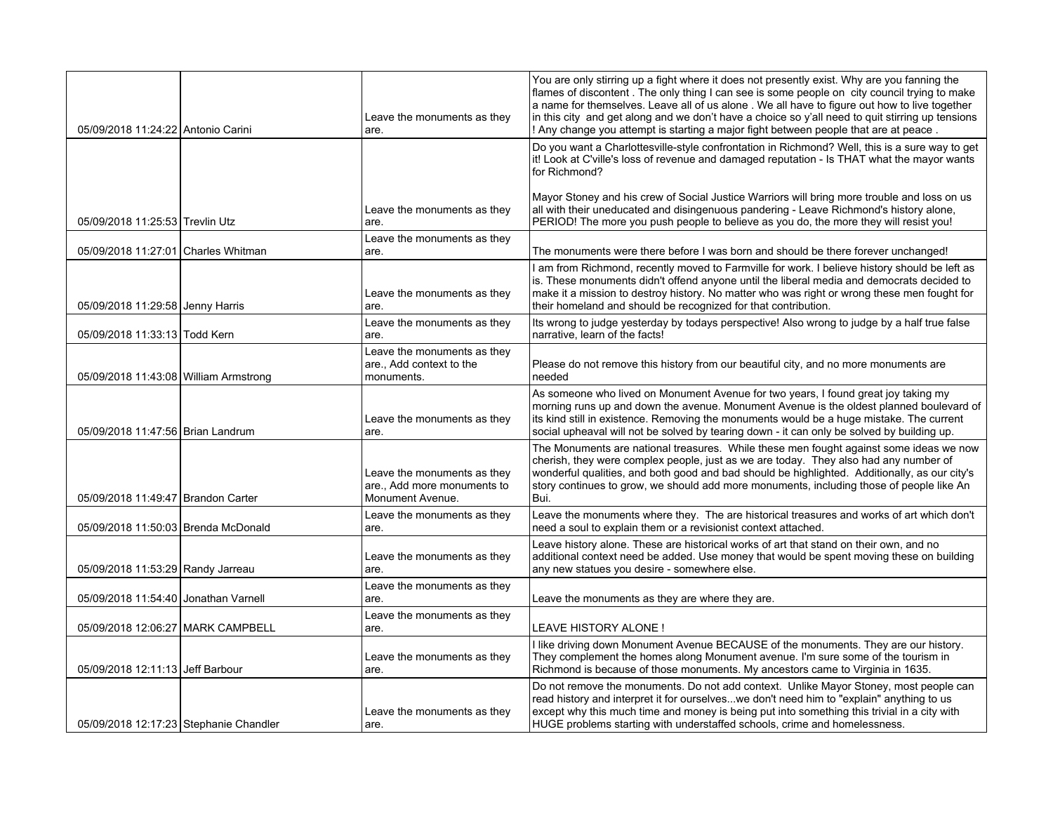| | | | |
|---|---|---|---|
| 05/09/2018 11:24:22 | Antonio Carini | Leave the monuments as they are. | You are only stirring up a fight where it does not presently exist. Why are you fanning the flames of discontent . The only thing I can see is some people on city council trying to make a name for themselves. Leave all of us alone . We all have to figure out how to live together in this city and get along and we don't have a choice so y'all need to quit stirring up tensions ! Any change you attempt is starting a major fight between people that are at peace . |
| 05/09/2018 11:25:53 | Trevlin Utz | Leave the monuments as they are. | Do you want a Charlottesville-style confrontation in Richmond? Well, this is a sure way to get it! Look at C'ville's loss of revenue and damaged reputation - Is THAT what the mayor wants for Richmond?<br><br>Mayor Stoney and his crew of Social Justice Warriors will bring more trouble and loss on us all with their uneducated and disingenuous pandering - Leave Richmond's history alone, PERIOD! The more you push people to believe as you do, the more they will resist you! |
| 05/09/2018 11:27:01 | Charles Whitman | Leave the monuments as they are. | The monuments were there before I was born and should be there forever unchanged! |
| 05/09/2018 11:29:58 | Jenny Harris | Leave the monuments as they are. | I am from Richmond, recently moved to Farmville for work. I believe history should be left as is. These monuments didn't offend anyone until the liberal media and democrats decided to make it a mission to destroy history. No matter who was right or wrong these men fought for their homeland and should be recognized for that contribution. |
| 05/09/2018 11:33:13 | Todd Kern | Leave the monuments as they are. | Its wrong to judge yesterday by todays perspective! Also wrong to judge by a half true false narrative, learn of the facts! |
| 05/09/2018 11:43:08 | William Armstrong | Leave the monuments as they are., Add context to the monuments. | Please do not remove this history from our beautiful city, and no more monuments are needed |
| 05/09/2018 11:47:56 | Brian Landrum | Leave the monuments as they are. | As someone who lived on Monument Avenue for two years, I found great joy taking my morning runs up and down the avenue. Monument Avenue is the oldest planned boulevard of its kind still in existence. Removing the monuments would be a huge mistake. The current social upheaval will not be solved by tearing down - it can only be solved by building up. |
| 05/09/2018 11:49:47 | Brandon Carter | Leave the monuments as they are., Add more monuments to Monument Avenue. | The Monuments are national treasures. While these men fought against some ideas we now cherish, they were complex people, just as we are today. They also had any number of wonderful qualities, and both good and bad should be highlighted. Additionally, as our city's story continues to grow, we should add more monuments, including those of people like An Bui. |
| 05/09/2018 11:50:03 | Brenda McDonald | Leave the monuments as they are. | Leave the monuments where they. The are historical treasures and works of art which don't need a soul to explain them or a revisionist context attached. |
| 05/09/2018 11:53:29 | Randy Jarreau | Leave the monuments as they are. | Leave history alone. These are historical works of art that stand on their own, and no additional context need be added. Use money that would be spent moving these on building any new statues you desire - somewhere else. |
| 05/09/2018 11:54:40 | Jonathan Varnell | Leave the monuments as they are. | Leave the monuments as they are where they are. |
| 05/09/2018 12:06:27 | MARK CAMPBELL | Leave the monuments as they are. | LEAVE HISTORY ALONE ! |
| 05/09/2018 12:11:13 | Jeff Barbour | Leave the monuments as they are. | I like driving down Monument Avenue BECAUSE of the monuments. They are our history. They complement the homes along Monument avenue. I'm sure some of the tourism in Richmond is because of those monuments. My ancestors came to Virginia in 1635. |
| 05/09/2018 12:17:23 | Stephanie Chandler | Leave the monuments as they are. | Do not remove the monuments. Do not add context. Unlike Mayor Stoney, most people can read history and interpret it for ourselves...we don't need him to "explain" anything to us except why this much time and money is being put into something this trivial in a city with HUGE problems starting with understaffed schools, crime and homelessness. |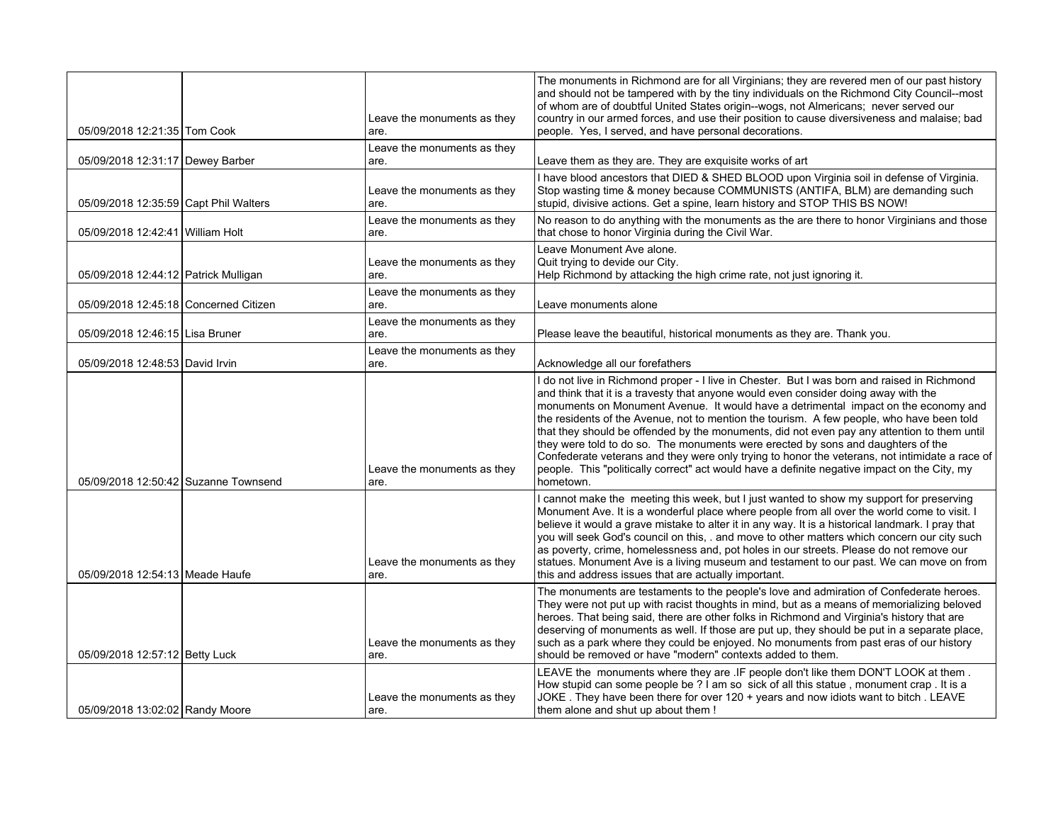| | | | |
|---|---|---|---|
| 05/09/2018 12:21:35 | Tom Cook | Leave the monuments as they are. | The monuments in Richmond are for all Virginians; they are revered men of our past history and should not be tampered with by the tiny individuals on the Richmond City Council--most of whom are of doubtful United States origin--wogs, not Almericans; never served our country in our armed forces, and use their position to cause diversiveness and malaise; bad people. Yes, I served, and have personal decorations. |
| 05/09/2018 12:31:17 | Dewey Barber | Leave the monuments as they are. | Leave them as they are. They are exquisite works of art |
| 05/09/2018 12:35:59 | Capt Phil Walters | Leave the monuments as they are. | I have blood ancestors that DIED & SHED BLOOD upon Virginia soil in defense of Virginia. Stop wasting time & money because COMMUNISTS (ANTIFA, BLM) are demanding such stupid, divisive actions. Get a spine, learn history and STOP THIS BS NOW! |
| 05/09/2018 12:42:41 | William Holt | Leave the monuments as they are. | No reason to do anything with the monuments as the are there to honor Virginians and those that chose to honor Virginia during the Civil War. |
| 05/09/2018 12:44:12 | Patrick Mulligan | Leave the monuments as they are. | Leave Monument Ave alone.<br>Quit trying to devide our City.<br>Help Richmond by attacking the high crime rate, not just ignoring it. |
| 05/09/2018 12:45:18 | Concerned Citizen | Leave the monuments as they are. | Leave monuments alone |
| 05/09/2018 12:46:15 | Lisa Bruner | Leave the monuments as they are. | Please leave the beautiful, historical monuments as they are. Thank you. |
| 05/09/2018 12:48:53 | David Irvin | Leave the monuments as they are. | Acknowledge all our forefathers |
| 05/09/2018 12:50:42 | Suzanne Townsend | Leave the monuments as they are. | I do not live in Richmond proper - I live in Chester. But I was born and raised in Richmond and think that it is a travesty that anyone would even consider doing away with the monuments on Monument Avenue. It would have a detrimental impact on the economy and the residents of the Avenue, not to mention the tourism. A few people, who have been told that they should be offended by the monuments, did not even pay any attention to them until they were told to do so. The monuments were erected by sons and daughters of the Confederate veterans and they were only trying to honor the veterans, not intimidate a race of people. This "politically correct" act would have a definite negative impact on the City, my hometown. |
| 05/09/2018 12:54:13 | Meade Haufe | Leave the monuments as they are. | I cannot make the meeting this week, but I just wanted to show my support for preserving Monument Ave. It is a wonderful place where people from all over the world come to visit. I believe it would a grave mistake to alter it in any way. It is a historical landmark. I pray that you will seek God's council on this, . and move to other matters which concern our city such as poverty, crime, homelessness and, pot holes in our streets. Please do not remove our statues. Monument Ave is a living museum and testament to our past. We can move on from this and address issues that are actually important. |
| 05/09/2018 12:57:12 | Betty Luck | Leave the monuments as they are. | The monuments are testaments to the people's love and admiration of Confederate heroes. They were not put up with racist thoughts in mind, but as a means of memorializing beloved heroes. That being said, there are other folks in Richmond and Virginia's history that are deserving of monuments as well. If those are put up, they should be put in a separate place, such as a park where they could be enjoyed. No monuments from past eras of our history should be removed or have "modern" contexts added to them. |
| 05/09/2018 13:02:02 | Randy Moore | Leave the monuments as they are. | LEAVE the monuments where they are .IF people don't like them DON'T LOOK at them . How stupid can some people be ? I am so sick of all this statue , monument crap . It is a JOKE . They have been there for over 120 + years and now idiots want to bitch . LEAVE them alone and shut up about them ! |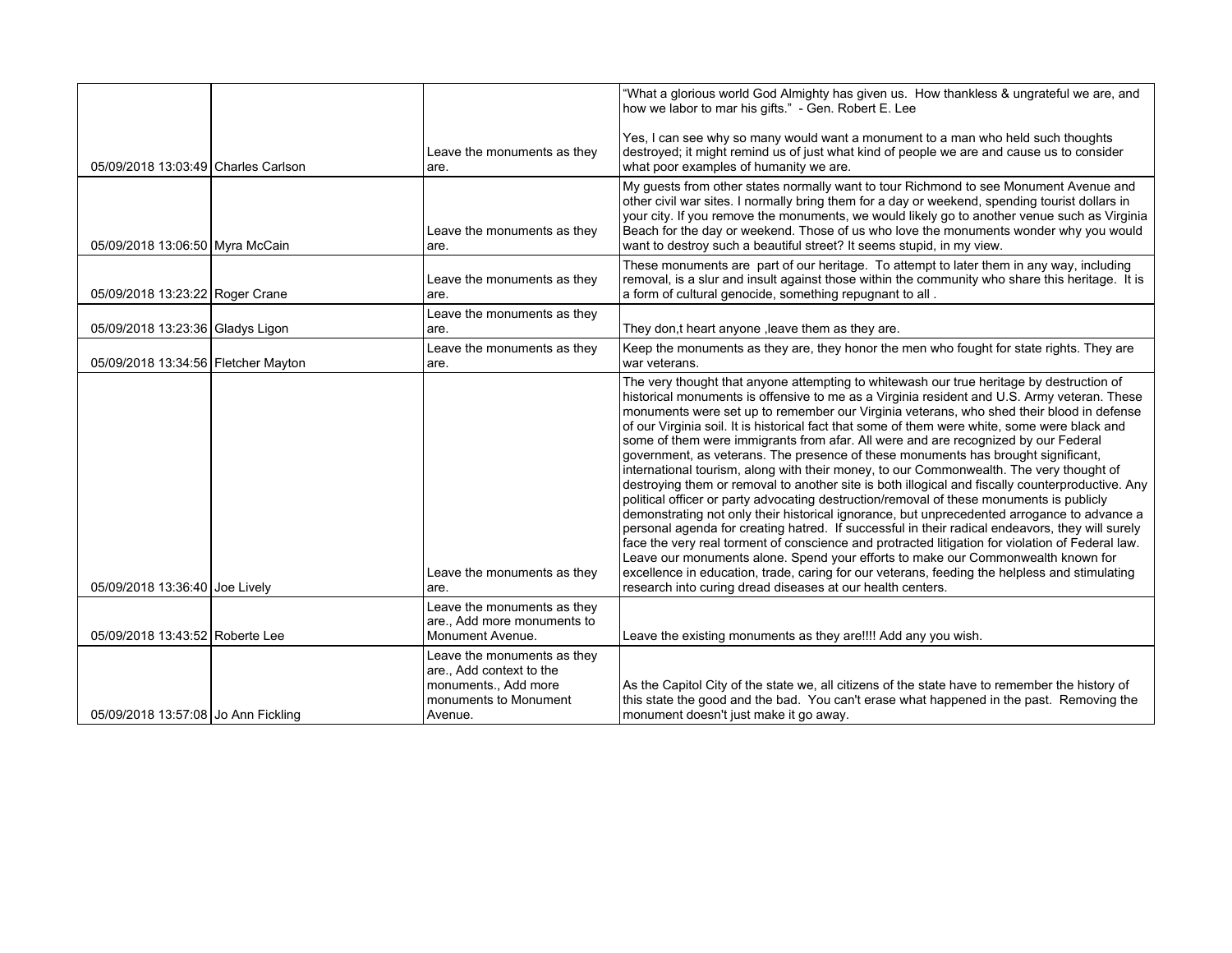| | | | |
|---|---|---|---|
| 05/09/2018 13:03:49 | Charles Carlson | Leave the monuments as they are. | "What a glorious world God Almighty has given us. How thankless & ungrateful we are, and how we labor to mar his gifts." - Gen. Robert E. Lee<br><br>Yes, I can see why so many would want a monument to a man who held such thoughts destroyed; it might remind us of just what kind of people we are and cause us to consider what poor examples of humanity we are. |
| 05/09/2018 13:06:50 | Myra McCain | Leave the monuments as they are. | My guests from other states normally want to tour Richmond to see Monument Avenue and other civil war sites. I normally bring them for a day or weekend, spending tourist dollars in your city. If you remove the monuments, we would likely go to another venue such as Virginia Beach for the day or weekend. Those of us who love the monuments wonder why you would want to destroy such a beautiful street? It seems stupid, in my view. |
| 05/09/2018 13:23:22 | Roger Crane | Leave the monuments as they are. | These monuments are part of our heritage. To attempt to later them in any way, including removal, is a slur and insult against those within the community who share this heritage. It is a form of cultural genocide, something repugnant to all . |
| 05/09/2018 13:23:36 | Gladys Ligon | Leave the monuments as they are. | They don,t heart anyone ,leave them as they are. |
| 05/09/2018 13:34:56 | Fletcher Mayton | Leave the monuments as they are. | Keep the monuments as they are, they honor the men who fought for state rights. They are war veterans. |
| 05/09/2018 13:36:40 | Joe Lively | Leave the monuments as they are. | The very thought that anyone attempting to whitewash our true heritage by destruction of historical monuments is offensive to me as a Virginia resident and U.S. Army veteran. These monuments were set up to remember our Virginia veterans, who shed their blood in defense of our Virginia soil. It is historical fact that some of them were white, some were black and some of them were immigrants from afar. All were and are recognized by our Federal government, as veterans. The presence of these monuments has brought significant, international tourism, along with their money, to our Commonwealth. The very thought of destroying them or removal to another site is both illogical and fiscally counterproductive. Any political officer or party advocating destruction/removal of these monuments is publicly demonstrating not only their historical ignorance, but unprecedented arrogance to advance a personal agenda for creating hatred. If successful in their radical endeavors, they will surely face the very real torment of conscience and protracted litigation for violation of Federal law. Leave our monuments alone. Spend your efforts to make our Commonwealth known for excellence in education, trade, caring for our veterans, feeding the helpless and stimulating research into curing dread diseases at our health centers. |
| 05/09/2018 13:43:52 | Roberte Lee | Leave the monuments as they are., Add more monuments to Monument Avenue. | Leave the existing monuments as they are!!!! Add any you wish. |
| 05/09/2018 13:57:08 | Jo Ann Fickling | Leave the monuments as they are., Add context to the monuments., Add more monuments to Monument Avenue. | As the Capitol City of the state we, all citizens of the state have to remember the history of this state the good and the bad. You can't erase what happened in the past. Removing the monument doesn't just make it go away. |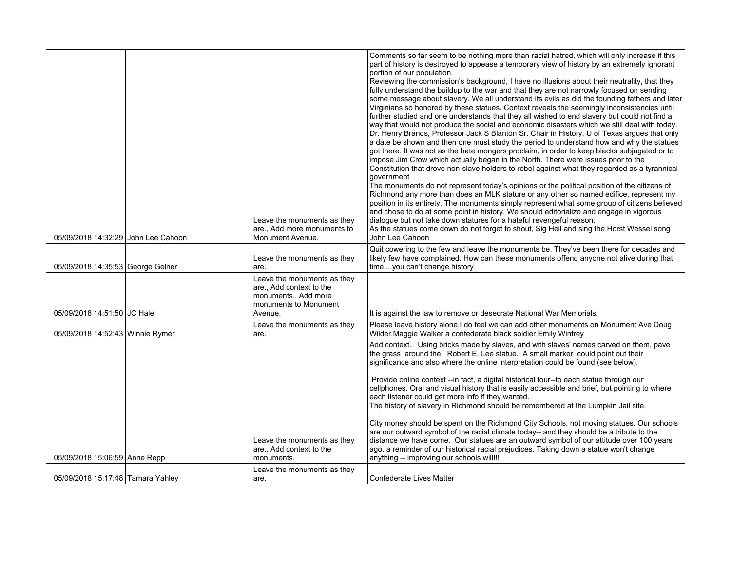| | | | |
|---|---|---|---|
| 05/09/2018 14:32:29 | John Lee Cahoon | Leave the monuments as they are., Add more monuments to Monument Avenue. | Comments so far seem to be nothing more than racial hatred, which will only increase if this part of history is destroyed to appease a temporary view of history by an extremely ignorant portion of our population.<br>Reviewing the commission's background, I have no illusions about their neutrality, that they fully understand the buildup to the war and that they are not narrowly focused on sending some message about slavery. We all understand its evils as did the founding fathers and later Virginians so honored by these statues. Context reveals the seemingly inconsistencies until further studied and one understands that they all wished to end slavery but could not find a way that would not produce the social and economic disasters which we still deal with today. Dr. Henry Brands, Professor Jack S Blanton Sr. Chair in History, U of Texas argues that only a date be shown and then one must study the period to understand how and why the statues got there. It was not as the hate mongers proclaim, in order to keep blacks subjugated or to impose Jim Crow which actually began in the North. There were issues prior to the Constitution that drove non-slave holders to rebel against what they regarded as a tyrannical government<br>The monuments do not represent today's opinions or the political position of the citizens of Richmond any more than does an MLK stature or any other so named edifice, represent my position in its entirety. The monuments simply represent what some group of citizens believed and chose to do at some point in history. We should editorialize and engage in vigorous dialogue but not take down statures for a hateful revengeful reason.<br>As the statues come down do not forget to shout, Sig Heil and sing the Horst Wessel song<br>John Lee Cahoon |
| 05/09/2018 14:35:53 | George Gelner | Leave the monuments as they are. | Quit cowering to the few and leave the monuments be. They've been there for decades and likely few have complained. How can these monuments offend anyone not alive during that time....you can't change history |
| 05/09/2018 14:51:50 | JC Hale | Leave the monuments as they are., Add context to the monuments., Add more monuments to Monument Avenue. | It is against the law to remove or desecrate National War Memorials. |
| 05/09/2018 14:52:43 | Winnie Rymer | Leave the monuments as they are. | Please leave history alone.I do feel we can add other monuments on Monument Ave Doug Wilder,Maggie Walker a confederate black soldier Emily Winfrey |
| 05/09/2018 15:06:59 | Anne Repp | Leave the monuments as they are., Add context to the monuments. | Add context. Using bricks made by slaves, and with slaves' names carved on them, pave the grass around the Robert E. Lee statue. A small marker could point out their significance and also where the online interpretation could be found (see below).<br><br>Provide online context --in fact, a digital historical tour--to each statue through our cellphones. Oral and visual history that is easily accessible and brief, but pointing to where each listener could get more info if they wanted.<br>The history of slavery in Richmond should be remembered at the Lumpkin Jail site.<br><br>City money should be spent on the Richmond City Schools, not moving statues. Our schools are our outward symbol of the racial climate today-- and they should be a tribute to the distance we have come. Our statues are an outward symbol of our attitude over 100 years ago, a reminder of our historical racial prejudices. Taking down a statue won't change anything -- improving our schools will!!! |
| 05/09/2018 15:17:48 | Tamara Yahley | Leave the monuments as they are. | Confederate Lives Matter |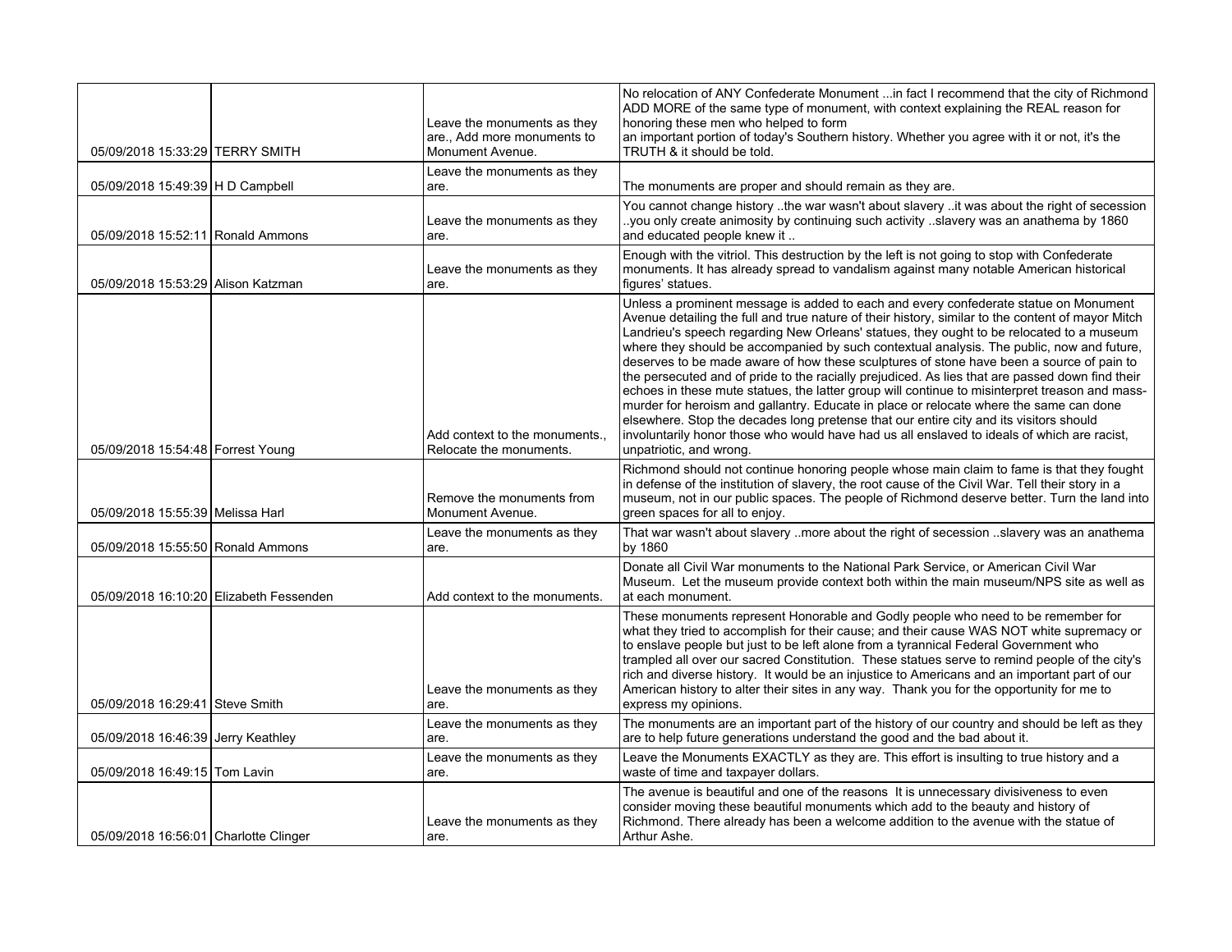| | | | |
|---|---|---|---|
| 05/09/2018 15:33:29 | TERRY SMITH | Leave the monuments as they are., Add more monuments to Monument Avenue. | No relocation of ANY Confederate Monument ...in fact I recommend that the city of Richmond ADD MORE of the same type of monument, with context explaining the REAL reason for honoring these men who helped to form an important portion of today's Southern history. Whether you agree with it or not, it's the TRUTH & it should be told. |
| 05/09/2018 15:49:39 | H D Campbell | Leave the monuments as they are. | The monuments are proper and should remain as they are. |
| 05/09/2018 15:52:11 | Ronald Ammons | Leave the monuments as they are. | You cannot change history ..the war wasn't about slavery ..it was about the right of secession ..you only create animosity by continuing such activity ..slavery was an anathema by 1860 and educated people knew it .. |
| 05/09/2018 15:53:29 | Alison Katzman | Leave the monuments as they are. | Enough with the vitriol. This destruction by the left is not going to stop with Confederate monuments. It has already spread to vandalism against many notable American historical figures' statues. |
| 05/09/2018 15:54:48 | Forrest Young | Add context to the monuments., Relocate the monuments. | Unless a prominent message is added to each and every confederate statue on Monument Avenue detailing the full and true nature of their history, similar to the content of mayor Mitch Landrieu's speech regarding New Orleans' statues, they ought to be relocated to a museum where they should be accompanied by such contextual analysis. The public, now and future, deserves to be made aware of how these sculptures of stone have been a source of pain to the persecuted and of pride to the racially prejudiced. As lies that are passed down find their echoes in these mute statues, the latter group will continue to misinterpret treason and mass-murder for heroism and gallantry. Educate in place or relocate where the same can done elsewhere. Stop the decades long pretense that our entire city and its visitors should involuntarily honor those who would have had us all enslaved to ideals of which are racist, unpatriotic, and wrong. |
| 05/09/2018 15:55:39 | Melissa Harl | Remove the monuments from Monument Avenue. | Richmond should not continue honoring people whose main claim to fame is that they fought in defense of the institution of slavery, the root cause of the Civil War. Tell their story in a museum, not in our public spaces. The people of Richmond deserve better. Turn the land into green spaces for all to enjoy. |
| 05/09/2018 15:55:50 | Ronald Ammons | Leave the monuments as they are. | That war wasn't about slavery ..more about the right of secession ..slavery was an anathema by 1860 |
| 05/09/2018 16:10:20 | Elizabeth Fessenden | Add context to the monuments. | Donate all Civil War monuments to the National Park Service, or American Civil War Museum. Let the museum provide context both within the main museum/NPS site as well as at each monument. |
| 05/09/2018 16:29:41 | Steve Smith | Leave the monuments as they are. | These monuments represent Honorable and Godly people who need to be remember for what they tried to accomplish for their cause; and their cause WAS NOT white supremacy or to enslave people but just to be left alone from a tyrannical Federal Government who trampled all over our sacred Constitution. These statues serve to remind people of the city's rich and diverse history. It would be an injustice to Americans and an important part of our American history to alter their sites in any way. Thank you for the opportunity for me to express my opinions. |
| 05/09/2018 16:46:39 | Jerry Keathley | Leave the monuments as they are. | The monuments are an important part of the history of our country and should be left as they are to help future generations understand the good and the bad about it. |
| 05/09/2018 16:49:15 | Tom Lavin | Leave the monuments as they are. | Leave the Monuments EXACTLY as they are. This effort is insulting to true history and a waste of time and taxpayer dollars. |
| 05/09/2018 16:56:01 | Charlotte Clinger | Leave the monuments as they are. | The avenue is beautiful and one of the reasons It is unnecessary divisiveness to even consider moving these beautiful monuments which add to the beauty and history of Richmond. There already has been a welcome addition to the avenue with the statue of Arthur Ashe. |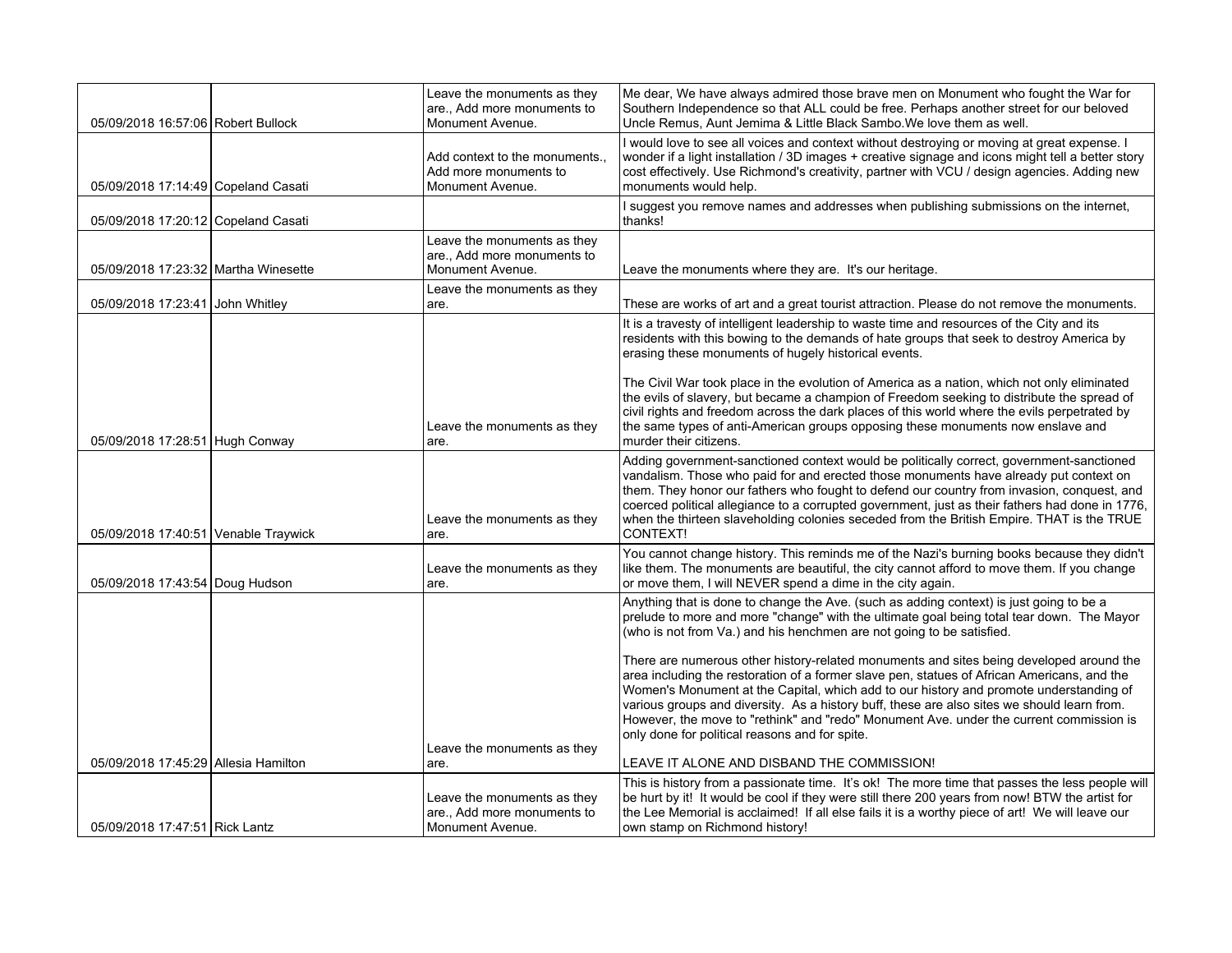| | | | |
|---|---|---|---|
| 05/09/2018 16:57:06 | Robert Bullock | Leave the monuments as they are., Add more monuments to Monument Avenue. | Me dear, We have always admired those brave men on Monument who fought the War for Southern Independence so that ALL could be free. Perhaps another street for our beloved Uncle Remus, Aunt Jemima & Little Black Sambo.We love them as well. |
| 05/09/2018 17:14:49 | Copeland Casati | Add context to the monuments., Add more monuments to Monument Avenue. | I would love to see all voices and context without destroying or moving at great expense. I wonder if a light installation / 3D images + creative signage and icons might tell a better story cost effectively. Use Richmond's creativity, partner with VCU / design agencies. Adding new monuments would help. |
| 05/09/2018 17:20:12 | Copeland Casati | | I suggest you remove names and addresses when publishing submissions on the internet, thanks! |
| 05/09/2018 17:23:32 | Martha Winesette | Leave the monuments as they are., Add more monuments to Monument Avenue. | Leave the monuments where they are. It's our heritage. |
| 05/09/2018 17:23:41 | John Whitley | Leave the monuments as they are. | These are works of art and a great tourist attraction. Please do not remove the monuments. |
| 05/09/2018 17:28:51 | Hugh Conway | Leave the monuments as they are. | It is a travesty of intelligent leadership to waste time and resources of the City and its residents with this bowing to the demands of hate groups that seek to destroy America by erasing these monuments of hugely historical events.<br><br>The Civil War took place in the evolution of America as a nation, which not only eliminated the evils of slavery, but became a champion of Freedom seeking to distribute the spread of civil rights and freedom across the dark places of this world where the evils perpetrated by the same types of anti-American groups opposing these monuments now enslave and murder their citizens. |
| 05/09/2018 17:40:51 | Venable Traywick | Leave the monuments as they are. | Adding government-sanctioned context would be politically correct, government-sanctioned vandalism. Those who paid for and erected those monuments have already put context on them. They honor our fathers who fought to defend our country from invasion, conquest, and coerced political allegiance to a corrupted government, just as their fathers had done in 1776, when the thirteen slaveholding colonies seceded from the British Empire. THAT is the TRUE CONTEXT! |
| 05/09/2018 17:43:54 | Doug Hudson | Leave the monuments as they are. | You cannot change history. This reminds me of the Nazi's burning books because they didn't like them. The monuments are beautiful, the city cannot afford to move them. If you change or move them, I will NEVER spend a dime in the city again. |
| 05/09/2018 17:45:29 | Allesia Hamilton | Leave the monuments as they are. | Anything that is done to change the Ave. (such as adding context) is just going to be a prelude to more and more "change" with the ultimate goal being total tear down. The Mayor (who is not from Va.) and his henchmen are not going to be satisfied.<br><br>There are numerous other history-related monuments and sites being developed around the area including the restoration of a former slave pen, statues of African Americans, and the Women's Monument at the Capital, which add to our history and promote understanding of various groups and diversity. As a history buff, these are also sites we should learn from. However, the move to "rethink" and "redo" Monument Ave. under the current commission is only done for political reasons and for spite.<br><br>LEAVE IT ALONE AND DISBAND THE COMMISSION! |
| 05/09/2018 17:47:51 | Rick Lantz | Leave the monuments as they are., Add more monuments to Monument Avenue. | This is history from a passionate time. It's ok! The more time that passes the less people will be hurt by it! It would be cool if they were still there 200 years from now! BTW the artist for the Lee Memorial is acclaimed! If all else fails it is a worthy piece of art! We will leave our own stamp on Richmond history! |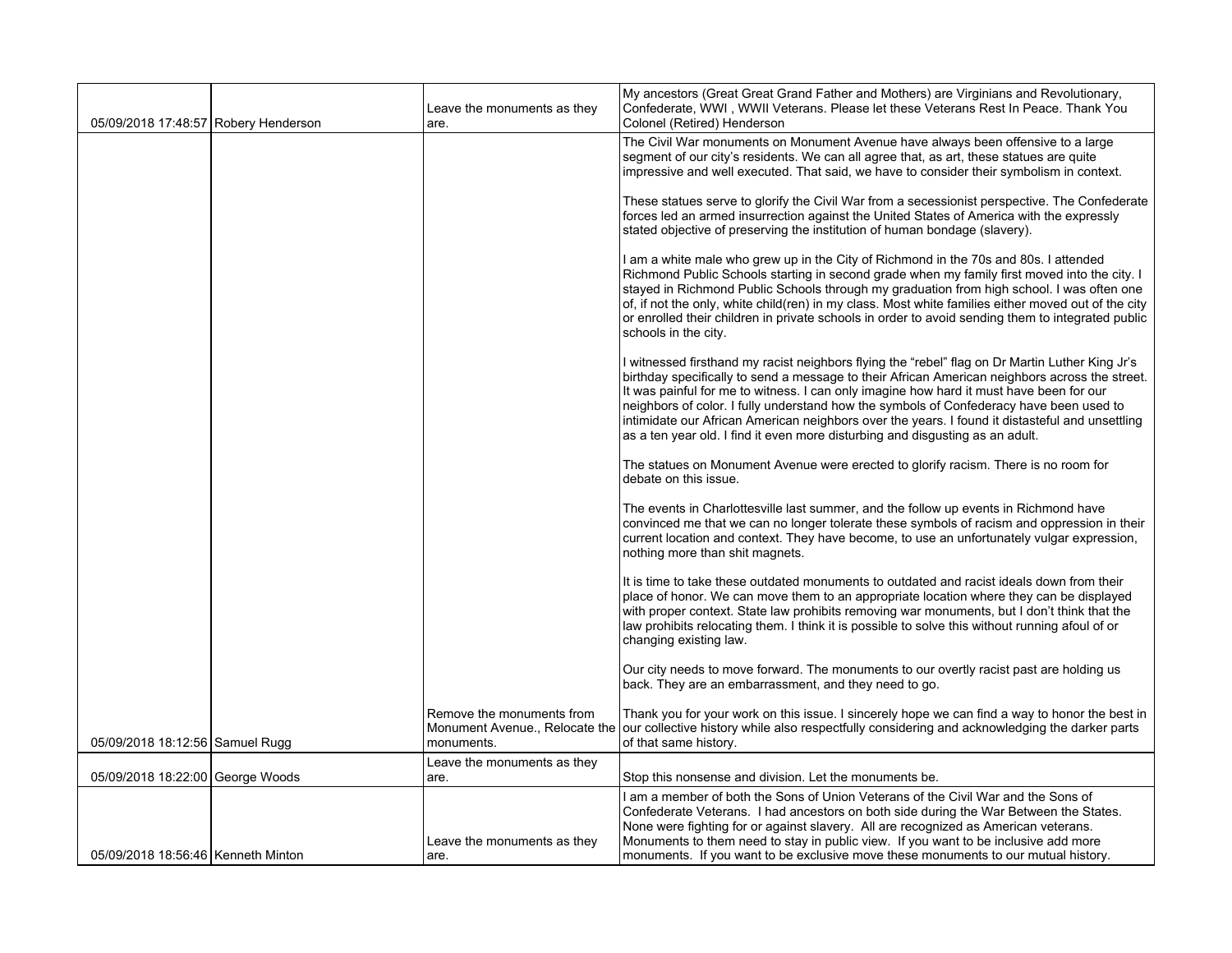| | | | |
|---|---|---|---|
| 05/09/2018 17:48:57 | Robery Henderson | Leave the monuments as they are. | My ancestors (Great Great Grand Father and Mothers) are Virginians and Revolutionary, Confederate, WWI , WWII Veterans. Please let these Veterans Rest In Peace. Thank You Colonel (Retired) Henderson |
| 05/09/2018 18:12:56 | Samuel Rugg | Remove the monuments from Monument Avenue., Relocate the monuments. | The Civil War monuments on Monument Avenue have always been offensive to a large segment of our city's residents. We can all agree that, as art, these statues are quite impressive and well executed. That said, we have to consider their symbolism in context.<br><br>These statues serve to glorify the Civil War from a secessionist perspective. The Confederate forces led an armed insurrection against the United States of America with the expressly stated objective of preserving the institution of human bondage (slavery).<br><br>I am a white male who grew up in the City of Richmond in the 70s and 80s. I attended Richmond Public Schools starting in second grade when my family first moved into the city. I stayed in Richmond Public Schools through my graduation from high school. I was often one of, if not the only, white child(ren) in my class. Most white families either moved out of the city or enrolled their children in private schools in order to avoid sending them to integrated public schools in the city.<br><br>I witnessed firsthand my racist neighbors flying the "rebel" flag on Dr Martin Luther King Jr's birthday specifically to send a message to their African American neighbors across the street. It was painful for me to witness. I can only imagine how hard it must have been for our neighbors of color. I fully understand how the symbols of Confederacy have been used to intimidate our African American neighbors over the years. I found it distasteful and unsettling as a ten year old. I find it even more disturbing and disgusting as an adult.<br><br>The statues on Monument Avenue were erected to glorify racism. There is no room for debate on this issue.<br><br>The events in Charlottesville last summer, and the follow up events in Richmond have convinced me that we can no longer tolerate these symbols of racism and oppression in their current location and context. They have become, to use an unfortunately vulgar expression, nothing more than shit magnets.<br><br>It is time to take these outdated monuments to outdated and racist ideals down from their place of honor. We can move them to an appropriate location where they can be displayed with proper context. State law prohibits removing war monuments, but I don't think that the law prohibits relocating them. I think it is possible to solve this without running afoul of or changing existing law.<br><br>Our city needs to move forward. The monuments to our overtly racist past are holding us back. They are an embarrassment, and they need to go.<br><br>Thank you for your work on this issue. I sincerely hope we can find a way to honor the best in our collective history while also respectfully considering and acknowledging the darker parts of that same history. |
| 05/09/2018 18:22:00 | George Woods | Leave the monuments as they are. | Stop this nonsense and division. Let the monuments be. |
| 05/09/2018 18:56:46 | Kenneth Minton | Leave the monuments as they are. | I am a member of both the Sons of Union Veterans of the Civil War and the Sons of Confederate Veterans. I had ancestors on both side during the War Between the States. None were fighting for or against slavery. All are recognized as American veterans. Monuments to them need to stay in public view. If you want to be inclusive add more monuments. If you want to be exclusive move these monuments to our mutual history. |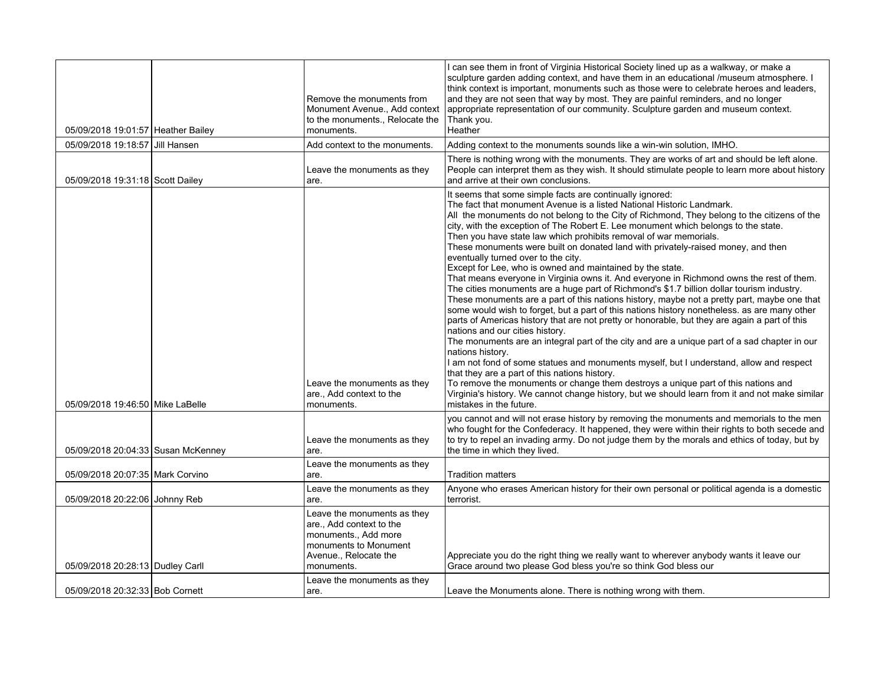| | | | |
|---|---|---|---|
| 05/09/2018 19:01:57 | Heather Bailey | Remove the monuments from Monument Avenue., Add context to the monuments., Relocate the monuments. | I can see them in front of Virginia Historical Society lined up as a walkway, or make a sculpture garden adding context, and have them in an educational /museum atmosphere. I think context is important, monuments such as those were to celebrate heroes and leaders, and they are not seen that way by most. They are painful reminders, and no longer appropriate representation of our community. Sculpture garden and museum context.<br>Thank you.<br>Heather |
| 05/09/2018 19:18:57 | Jill Hansen | Add context to the monuments. | Adding context to the monuments sounds like a win-win solution, IMHO. |
| 05/09/2018 19:31:18 | Scott Dailey | Leave the monuments as they are. | There is nothing wrong with the monuments. They are works of art and should be left alone. People can interpret them as they wish. It should stimulate people to learn more about history and arrive at their own conclusions. |
| 05/09/2018 19:46:50 | Mike LaBelle | Leave the monuments as they are., Add context to the monuments. | It seems that some simple facts are continually ignored:<br>The fact that monument Avenue is a listed National Historic Landmark.<br>All  the monuments do not belong to the City of Richmond, They belong to the citizens of the city, with the exception of The Robert E. Lee monument which belongs to the state.<br>Then you have state law which prohibits removal of war memorials.<br>These monuments were built on donated land with privately-raised money, and then eventually turned over to the city.<br>Except for Lee, who is owned and maintained by the state.<br>That means everyone in Virginia owns it. And everyone in Richmond owns the rest of them.<br>The cities monuments are a huge part of Richmond's $1.7 billion dollar tourism industry.<br>These monuments are a part of this nations history, maybe not a pretty part, maybe one that some would wish to forget, but a part of this nations history nonetheless. as are many other parts of Americas history that are not pretty or honorable, but they are again a part of this nations and our cities history.<br>The monuments are an integral part of the city and are a unique part of a sad chapter in our nations history.<br>I am not fond of some statues and monuments myself, but I understand, allow and respect that they are a part of this nations history.<br>To remove the monuments or change them destroys a unique part of this nations and Virginia's history. We cannot change history, but we should learn from it and not make similar mistakes in the future. |
| 05/09/2018 20:04:33 | Susan McKenney | Leave the monuments as they are. | you cannot and will not erase history by removing the monuments and memorials to the men who fought for the Confederacy. It happened, they were within their rights to both secede and to try to repel an invading army. Do not judge them by the morals and ethics of today, but by the time in which they lived. |
| 05/09/2018 20:07:35 | Mark Corvino | Leave the monuments as they are. | Tradition matters |
| 05/09/2018 20:22:06 | Johnny Reb | Leave the monuments as they are. | Anyone who erases American history for their own personal or political agenda is a domestic terrorist. |
| 05/09/2018 20:28:13 | Dudley Carll | Leave the monuments as they are., Add context to the monuments., Add more monuments to Monument Avenue., Relocate the monuments. | Appreciate you do the right thing we really want to wherever anybody wants it leave our Grace around two please God bless you're so think God bless our |
| 05/09/2018 20:32:33 | Bob Cornett | Leave the monuments as they are. | Leave the Monuments alone. There is nothing wrong with them. |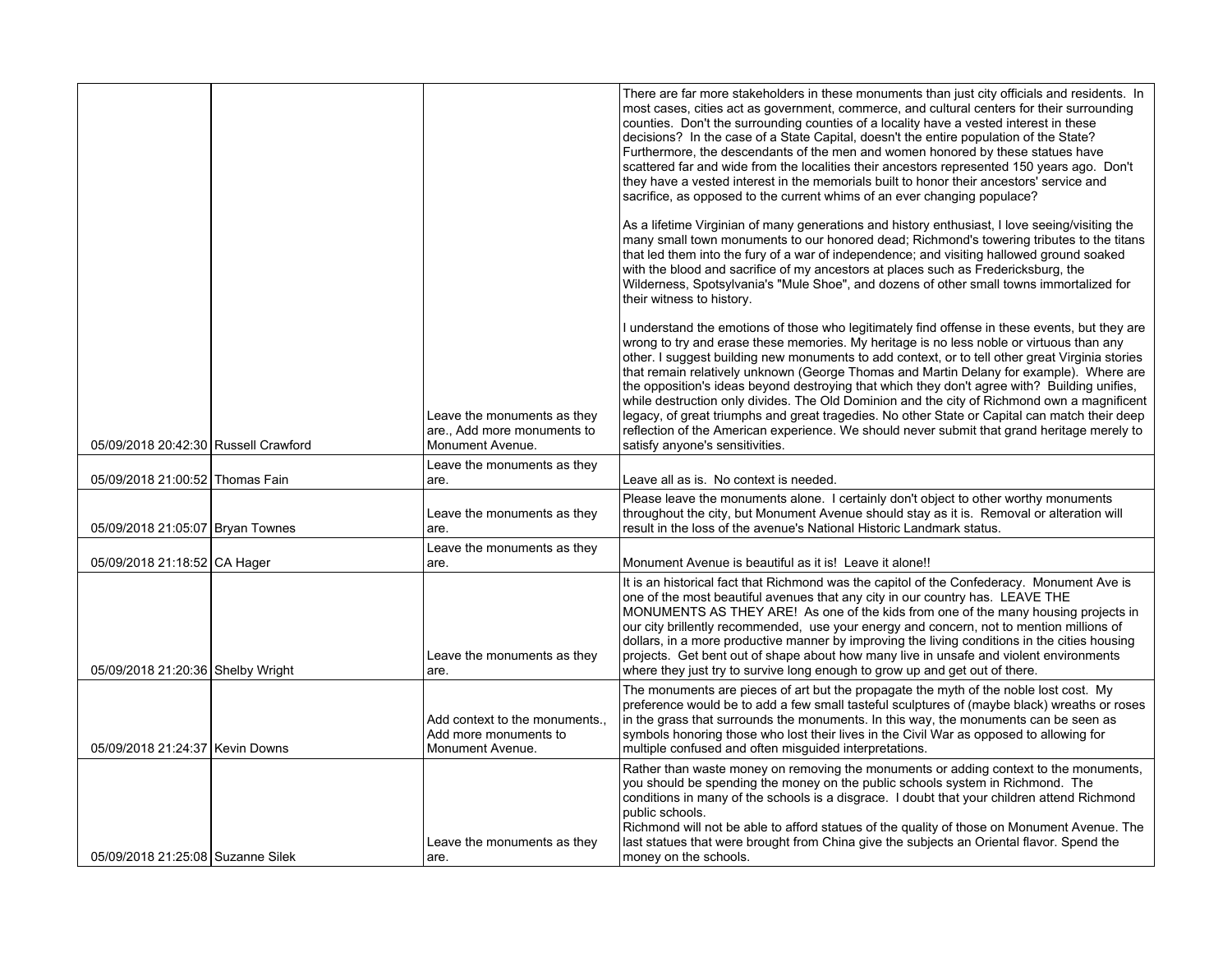| | | | |
|---|---|---|---|
| 05/09/2018 20:42:30 | Russell Crawford | Leave the monuments as they are., Add more monuments to Monument Avenue. | There are far more stakeholders in these monuments than just city officials and residents. In most cases, cities act as government, commerce, and cultural centers for their surrounding counties. Don't the surrounding counties of a locality have a vested interest in these decisions? In the case of a State Capital, doesn't the entire population of the State? Furthermore, the descendants of the men and women honored by these statues have scattered far and wide from the localities their ancestors represented 150 years ago. Don't they have a vested interest in the memorials built to honor their ancestors' service and sacrifice, as opposed to the current whims of an ever changing populace?<br><br>As a lifetime Virginian of many generations and history enthusiast, I love seeing/visiting the many small town monuments to our honored dead; Richmond's towering tributes to the titans that led them into the fury of a war of independence; and visiting hallowed ground soaked with the blood and sacrifice of my ancestors at places such as Fredericksburg, the Wilderness, Spotsylvania's "Mule Shoe", and dozens of other small towns immortalized for their witness to history.<br><br>I understand the emotions of those who legitimately find offense in these events, but they are wrong to try and erase these memories. My heritage is no less noble or virtuous than any other. I suggest building new monuments to add context, or to tell other great Virginia stories that remain relatively unknown (George Thomas and Martin Delany for example). Where are the opposition's ideas beyond destroying that which they don't agree with? Building unifies, while destruction only divides. The Old Dominion and the city of Richmond own a magnificent legacy, of great triumphs and great tragedies. No other State or Capital can match their deep reflection of the American experience. We should never submit that grand heritage merely to satisfy anyone's sensitivities. |
| 05/09/2018 21:00:52 | Thomas Fain | Leave the monuments as they are. | Leave all as is. No context is needed. |
| 05/09/2018 21:05:07 | Bryan Townes | Leave the monuments as they are. | Please leave the monuments alone. I certainly don't object to other worthy monuments throughout the city, but Monument Avenue should stay as it is. Removal or alteration will result in the loss of the avenue's National Historic Landmark status. |
| 05/09/2018 21:18:52 | CA Hager | Leave the monuments as they are. | Monument Avenue is beautiful as it is! Leave it alone!! |
| 05/09/2018 21:20:36 | Shelby Wright | Leave the monuments as they are. | It is an historical fact that Richmond was the capitol of the Confederacy. Monument Ave is one of the most beautiful avenues that any city in our country has. LEAVE THE MONUMENTS AS THEY ARE! As one of the kids from one of the many housing projects in our city brillentlly recommended, use your energy and concern, not to mention millions of dollars, in a more productive manner by improving the living conditions in the cities housing projects. Get bent out of shape about how many live in unsafe and violent environments where they just try to survive long enough to grow up and get out of there. |
| 05/09/2018 21:24:37 | Kevin Downs | Add context to the monuments., Add more monuments to Monument Avenue. | The monuments are pieces of art but the propagate the myth of the noble lost cost. My preference would be to add a few small tasteful sculptures of (maybe black) wreaths or roses in the grass that surrounds the monuments. In this way, the monuments can be seen as symbols honoring those who lost their lives in the Civil War as opposed to allowing for multiple confused and often misguided interpretations. |
| 05/09/2018 21:25:08 | Suzanne Silek | Leave the monuments as they are. | Rather than waste money on removing the monuments or adding context to the monuments, you should be spending the money on the public schools system in Richmond. The conditions in many of the schools is a disgrace. I doubt that your children attend Richmond public schools.<br>Richmond will not be able to afford statues of the quality of those on Monument Avenue. The last statues that were brought from China give the subjects an Oriental flavor. Spend the money on the schools. |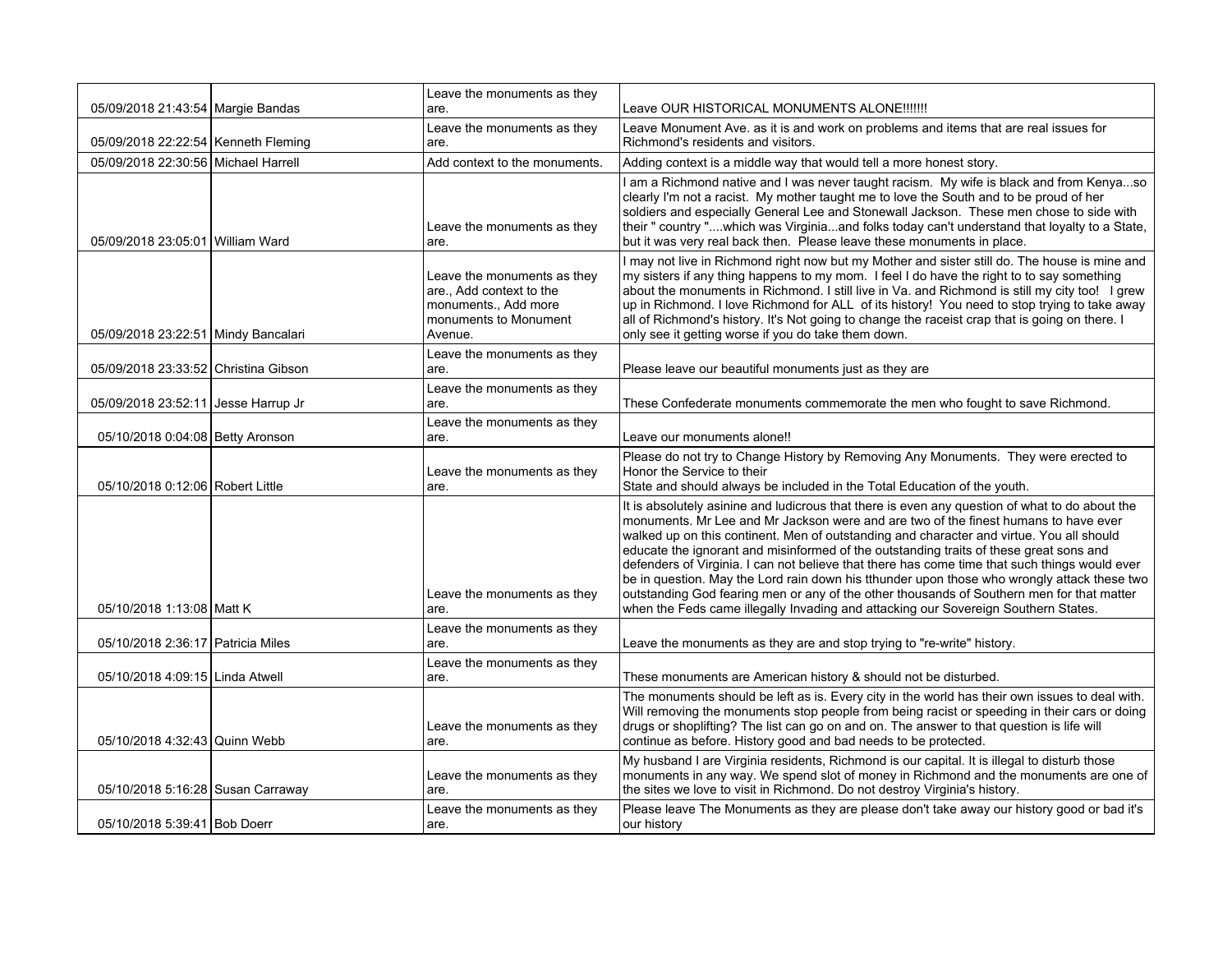| | | | |
|---|---|---|---|
| 05/09/2018 21:43:54 | Margie Bandas | Leave the monuments as they are. | Leave OUR HISTORICAL MONUMENTS ALONE!!!!!!! |
| 05/09/2018 22:22:54 | Kenneth Fleming | Leave the monuments as they are. | Leave Monument Ave. as it is and work on problems and items that are real issues for Richmond's residents and visitors. |
| 05/09/2018 22:30:56 | Michael Harrell | Add context to the monuments. | Adding context is a middle way that would tell a more honest story. |
| 05/09/2018 23:05:01 | William Ward | Leave the monuments as they are. | I am a Richmond native and I was never taught racism. My wife is black and from Kenya...so clearly I'm not a racist. My mother taught me to love the South and to be proud of her soldiers and especially General Lee and Stonewall Jackson. These men chose to side with their " country "....which was Virginia...and folks today can't understand that loyalty to a State, but it was very real back then. Please leave these monuments in place. |
| 05/09/2018 23:22:51 | Mindy Bancalari | Leave the monuments as they are., Add context to the monuments., Add more monuments to Monument Avenue. | I may not live in Richmond right now but my Mother and sister still do. The house is mine and my sisters if any thing happens to my mom. I feel I do have the right to to say something about the monuments in Richmond. I still live in Va. and Richmond is still my city too! I grew up in Richmond. I love Richmond for ALL of its history! You need to stop trying to take away all of Richmond's history. It's Not going to change the raceist crap that is going on there. I only see it getting worse if you do take them down. |
| 05/09/2018 23:33:52 | Christina Gibson | Leave the monuments as they are. | Please leave our beautiful monuments just as they are |
| 05/09/2018 23:52:11 | Jesse Harrup Jr | Leave the monuments as they are. | These Confederate monuments commemorate the men who fought to save Richmond. |
| 05/10/2018 0:04:08 | Betty Aronson | Leave the monuments as they are. | Leave our monuments alone!! |
| 05/10/2018 0:12:06 | Robert Little | Leave the monuments as they are. | Please do not try to Change History by Removing Any Monuments. They were erected to Honor the Service to their State and should always be included in the Total Education of the youth. |
| 05/10/2018 1:13:08 | Matt K | Leave the monuments as they are. | It is absolutely asinine and ludicrous that there is even any question of what to do about the monuments. Mr Lee and Mr Jackson were and are two of the finest humans to have ever walked up on this continent. Men of outstanding and character and virtue. You all should educate the ignorant and misinformed of the outstanding traits of these great sons and defenders of Virginia. I can not believe that there has come time that such things would ever be in question. May the Lord rain down his tthunder upon those who wrongly attack these two outstanding God fearing men or any of the other thousands of Southern men for that matter when the Feds came illegally Invading and attacking our Sovereign Southern States. |
| 05/10/2018 2:36:17 | Patricia Miles | Leave the monuments as they are. | Leave the monuments as they are and stop trying to "re-write" history. |
| 05/10/2018 4:09:15 | Linda Atwell | Leave the monuments as they are. | These monuments are American history & should not be disturbed. |
| 05/10/2018 4:32:43 | Quinn Webb | Leave the monuments as they are. | The monuments should be left as is. Every city in the world has their own issues to deal with. Will removing the monuments stop people from being racist or speeding in their cars or doing drugs or shoplifting? The list can go on and on. The answer to that question is life will continue as before. History good and bad needs to be protected. |
| 05/10/2018 5:16:28 | Susan Carraway | Leave the monuments as they are. | My husband I are Virginia residents, Richmond is our capital. It is illegal to disturb those monuments in any way. We spend slot of money in Richmond and the monuments are one of the sites we love to visit in Richmond. Do not destroy Virginia's history. |
| 05/10/2018 5:39:41 | Bob Doerr | Leave the monuments as they are. | Please leave The Monuments as they are please don't take away our history good or bad it's our history |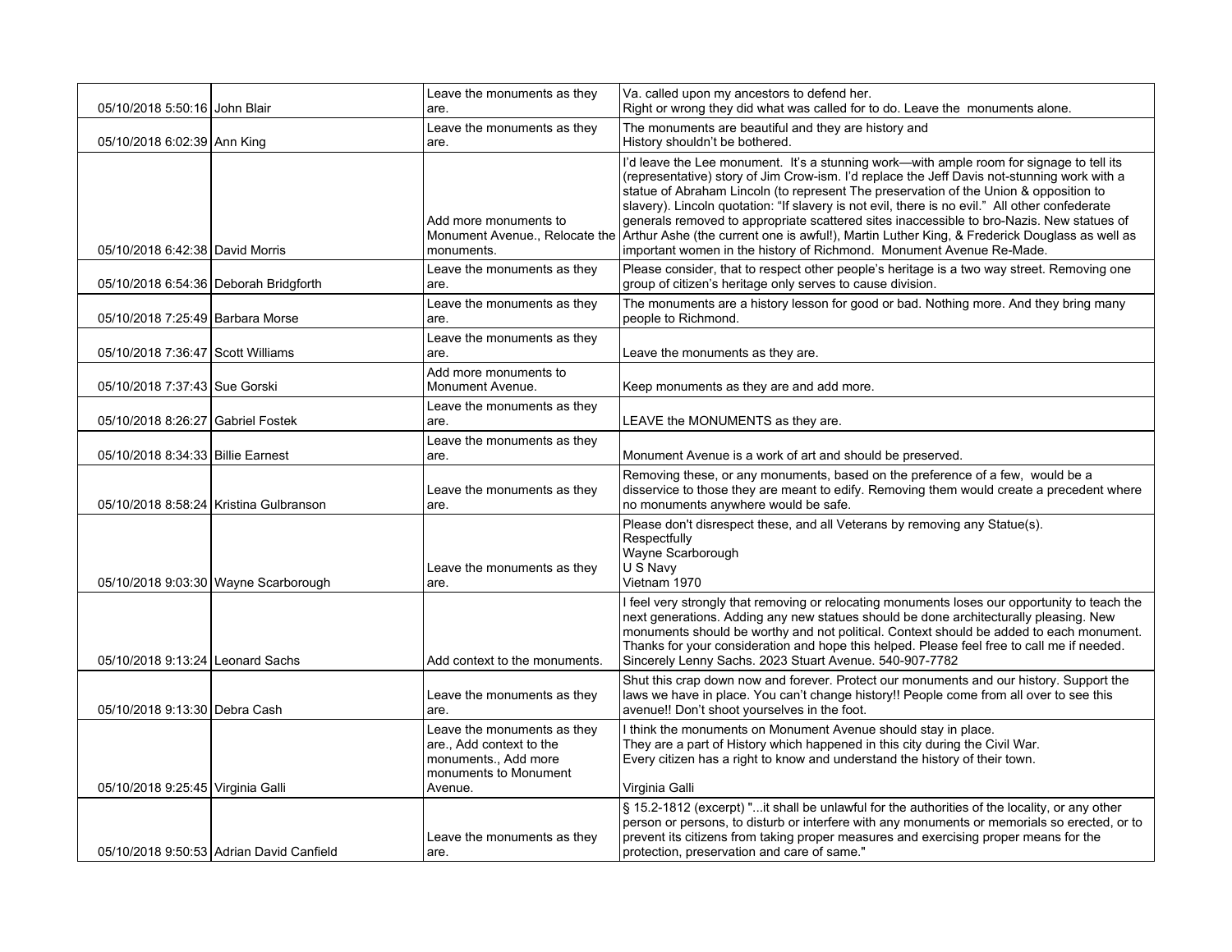| | | | |
|---|---|---|---|
| 05/10/2018 5:50:16 | John Blair | Leave the monuments as they are. | Va. called upon my ancestors to defend her.<br>Right or wrong they did what was called for to do. Leave the monuments alone. |
| 05/10/2018 6:02:39 | Ann King | Leave the monuments as they are. | The monuments are beautiful and they are history and<br>History shouldn't be bothered. |
| 05/10/2018 6:42:38 | David Morris | Add more monuments to Monument Avenue., Relocate the monuments. | I'd leave the Lee monument. It's a stunning work—with ample room for signage to tell its (representative) story of Jim Crow-ism. I'd replace the Jeff Davis not-stunning work with a statue of Abraham Lincoln (to represent The preservation of the Union & opposition to slavery). Lincoln quotation: "If slavery is not evil, there is no evil." All other confederate generals removed to appropriate scattered sites inaccessible to bro-Nazis. New statues of Arthur Ashe (the current one is awful!), Martin Luther King, & Frederick Douglass as well as important women in the history of Richmond. Monument Avenue Re-Made. |
| 05/10/2018 6:54:36 | Deborah Bridgforth | Leave the monuments as they are. | Please consider, that to respect other people's heritage is a two way street. Removing one group of citizen's heritage only serves to cause division. |
| 05/10/2018 7:25:49 | Barbara Morse | Leave the monuments as they are. | The monuments are a history lesson for good or bad. Nothing more. And they bring many people to Richmond. |
| 05/10/2018 7:36:47 | Scott Williams | Leave the monuments as they are. | Leave the monuments as they are. |
| 05/10/2018 7:37:43 | Sue Gorski | Add more monuments to Monument Avenue. | Keep monuments as they are and add more. |
| 05/10/2018 8:26:27 | Gabriel Fostek | Leave the monuments as they are. | LEAVE the MONUMENTS as they are. |
| 05/10/2018 8:34:33 | Billie Earnest | Leave the monuments as they are. | Monument Avenue is a work of art and should be preserved. |
| 05/10/2018 8:58:24 | Kristina Gulbranson | Leave the monuments as they are. | Removing these, or any monuments, based on the preference of a few, would be a disservice to those they are meant to edify. Removing them would create a precedent where no monuments anywhere would be safe. |
| 05/10/2018 9:03:30 | Wayne Scarborough | Leave the monuments as they are. | Please don't disrespect these, and all Veterans by removing any Statue(s).<br>Respectfully<br>Wayne Scarborough<br>U S Navy<br>Vietnam 1970 |
| 05/10/2018 9:13:24 | Leonard Sachs | Add context to the monuments. | I feel very strongly that removing or relocating monuments loses our opportunity to teach the next generations. Adding any new statues should be done architecturally pleasing. New monuments should be worthy and not political. Context should be added to each monument. Thanks for your consideration and hope this helped. Please feel free to call me if needed. Sincerely Lenny Sachs. 2023 Stuart Avenue. 540-907-7782 |
| 05/10/2018 9:13:30 | Debra Cash | Leave the monuments as they are. | Shut this crap down now and forever. Protect our monuments and our history. Support the laws we have in place. You can't change history!! People come from all over to see this avenue!! Don't shoot yourselves in the foot. |
| 05/10/2018 9:25:45 | Virginia Galli | Leave the monuments as they are., Add context to the monuments., Add more monuments to Monument Avenue. | I think the monuments on Monument Avenue should stay in place.<br>They are a part of History which happened in this city during the Civil War.<br>Every citizen has a right to know and understand the history of their town.<br><br>Virginia Galli |
| 05/10/2018 9:50:53 | Adrian David Canfield | Leave the monuments as they are. | § 15.2-1812 (excerpt) "...it shall be unlawful for the authorities of the locality, or any other person or persons, to disturb or interfere with any monuments or memorials so erected, or to prevent its citizens from taking proper measures and exercising proper means for the protection, preservation and care of same." |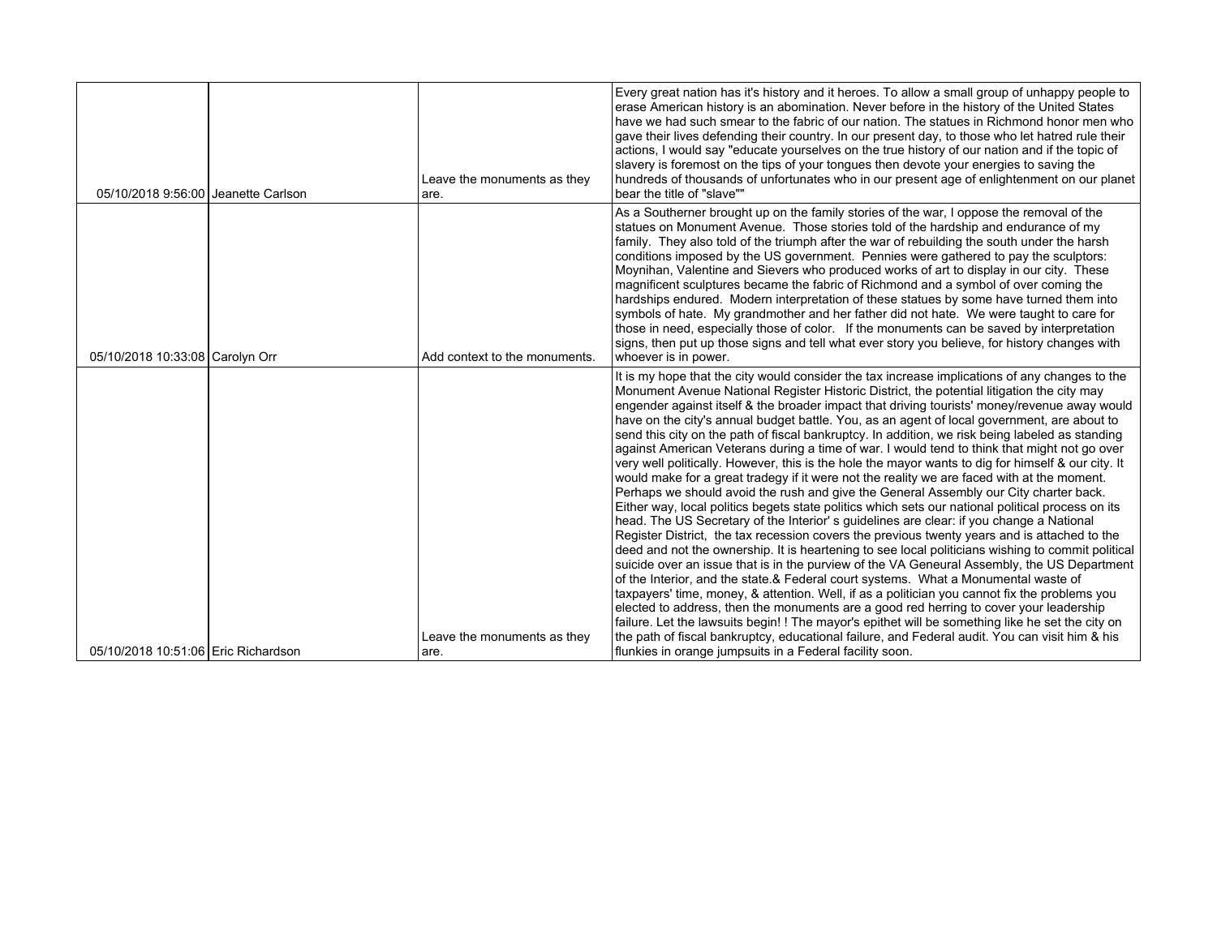| | | | |
|---|---|---|---|
| 05/10/2018 9:56:00 | Jeanette Carlson | Leave the monuments as they are. | Every great nation has it's history and it heroes. To allow a small group of unhappy people to erase American history is an abomination. Never before in the history of the United States have we had such smear to the fabric of our nation. The statues in Richmond honor men who gave their lives defending their country. In our present day, to those who let hatred rule their actions, I would say "educate yourselves on the true history of our nation and if the topic of slavery is foremost on the tips of your tongues then devote your energies to saving the hundreds of thousands of unfortunates who in our present age of enlightenment on our planet bear the title of "slave"" |
| 05/10/2018 10:33:08 | Carolyn Orr | Add context to the monuments. | As a Southerner brought up on the family stories of the war, I oppose the removal of the statues on Monument Avenue. Those stories told of the hardship and endurance of my family. They also told of the triumph after the war of rebuilding the south under the harsh conditions imposed by the US government. Pennies were gathered to pay the sculptors: Moynihan, Valentine and Sievers who produced works of art to display in our city. These magnificent sculptures became the fabric of Richmond and a symbol of over coming the hardships endured. Modern interpretation of these statues by some have turned them into symbols of hate. My grandmother and her father did not hate. We were taught to care for those in need, especially those of color. If the monuments can be saved by interpretation signs, then put up those signs and tell what ever story you believe, for history changes with whoever is in power. |
| 05/10/2018 10:51:06 | Eric Richardson | Leave the monuments as they are. | It is my hope that the city would consider the tax increase implications of any changes to the Monument Avenue National Register Historic District, the potential litigation the city may engender against itself & the broader impact that driving tourists' money/revenue away would have on the city's annual budget battle. You, as an agent of local government, are about to send this city on the path of fiscal bankruptcy. In addition, we risk being labeled as standing against American Veterans during a time of war. I would tend to think that might not go over very well politically. However, this is the hole the mayor wants to dig for himself & our city. It would make for a great tradegy if it were not the reality we are faced with at the moment. Perhaps we should avoid the rush and give the General Assembly our City charter back. Either way, local politics begets state politics which sets our national political process on its head. The US Secretary of the Interior' s guidelines are clear: if you change a National Register District, the tax recession covers the previous twenty years and is attached to the deed and not the ownership. It is heartening to see local politicians wishing to commit political suicide over an issue that is in the purview of the VA Geneural Assembly, the US Department of the Interior, and the state.& Federal court systems. What a Monumental waste of taxpayers' time, money, & attention. Well, if as a politician you cannot fix the problems you elected to address, then the monuments are a good red herring to cover your leadership failure. Let the lawsuits begin! ! The mayor's epithet will be something like he set the city on the path of fiscal bankruptcy, educational failure, and Federal audit. You can visit him & his flunkies in orange jumpsuits in a Federal facility soon. |